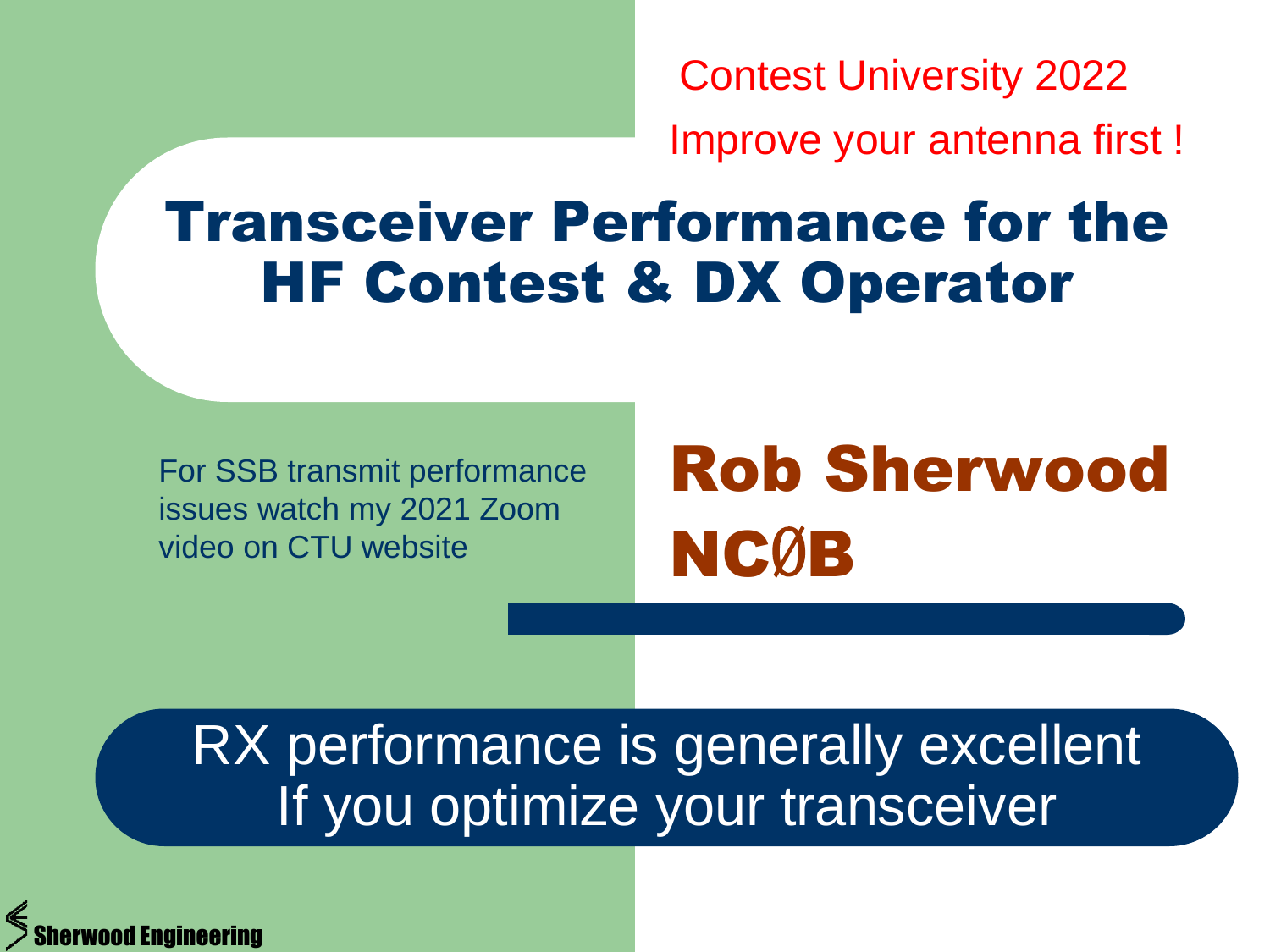Contest University 2022

Improve your antenna first !

# Transceiver Performance for the HF Contest & DX Operator

For SSB transmit performance issues watch my 2021 Zoom video on CTU website

## Rob Sherwood NCØB

RX performance is generally excellent
If you optimize your transceiver

Sherwood Engineering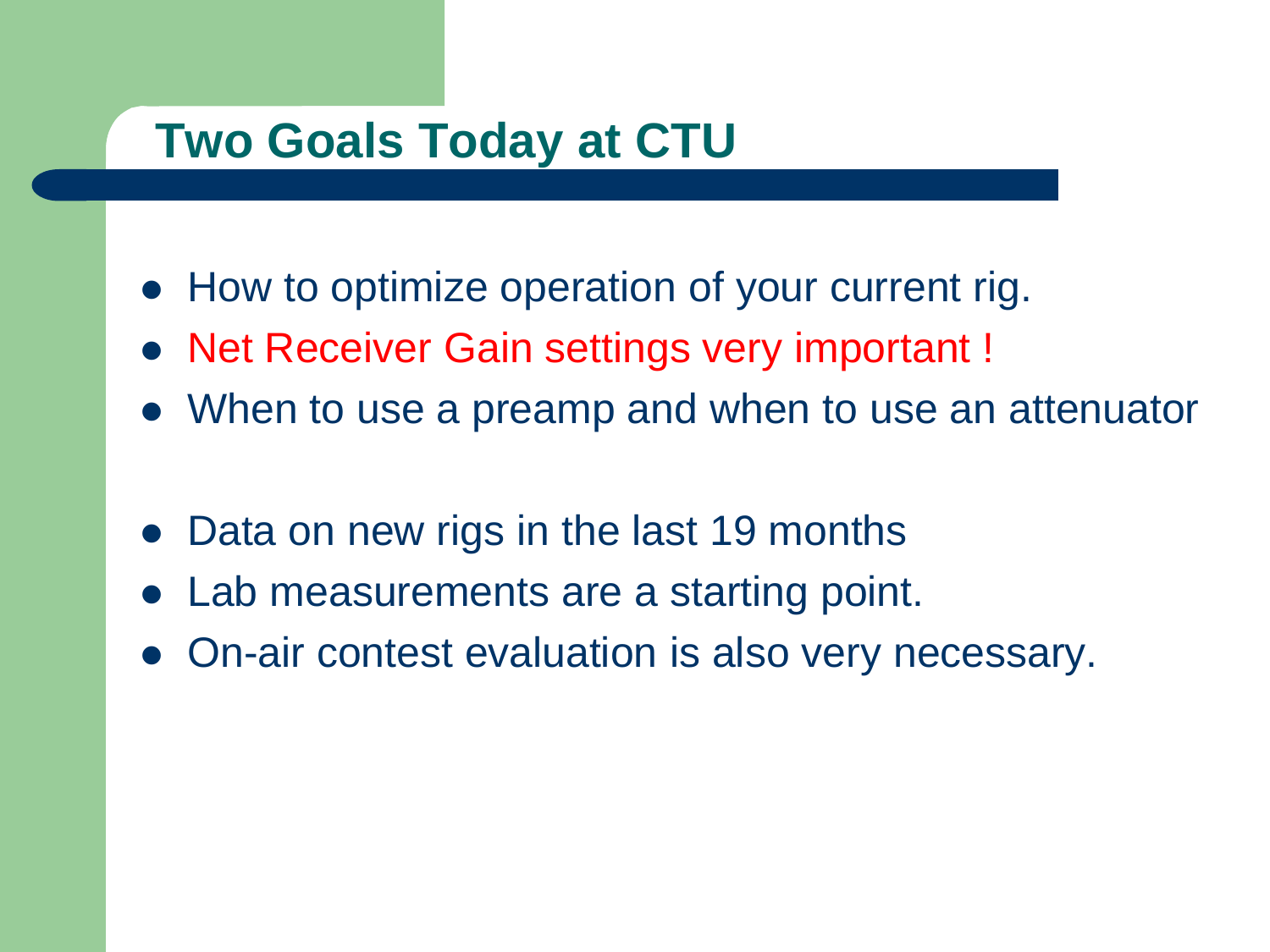# Two Goals Today at CTU

- How to optimize operation of your current rig.
- Net Receiver Gain settings very important !
- When to use a preamp and when to use an attenuator

- Data on new rigs in the last 19 months
- Lab measurements are a starting point.
- On-air contest evaluation is also very necessary.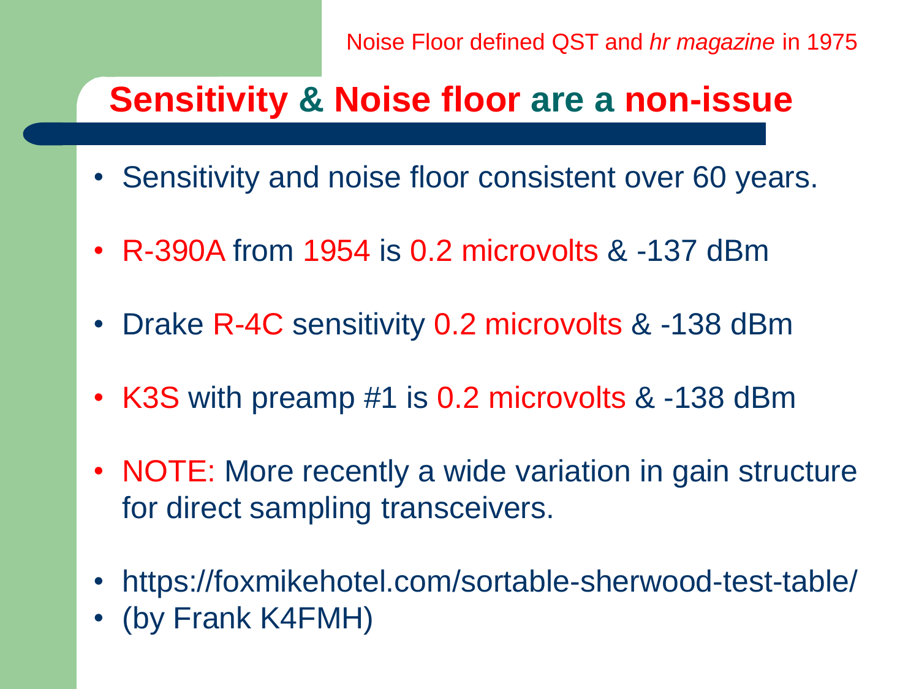Noise Floor defined QST and *hr magazine* in 1975

# Sensitivity & Noise floor are a non-issue

- Sensitivity and noise floor consistent over 60 years.
- R-390A from 1954 is 0.2 microvolts & -137 dBm
- Drake R-4C sensitivity 0.2 microvolts & -138 dBm
- K3S with preamp #1 is 0.2 microvolts & -138 dBm
- NOTE: More recently a wide variation in gain structure for direct sampling transceivers.
- https://foxmikehotel.com/sortable-sherwood-test-table/
- (by Frank K4FMH)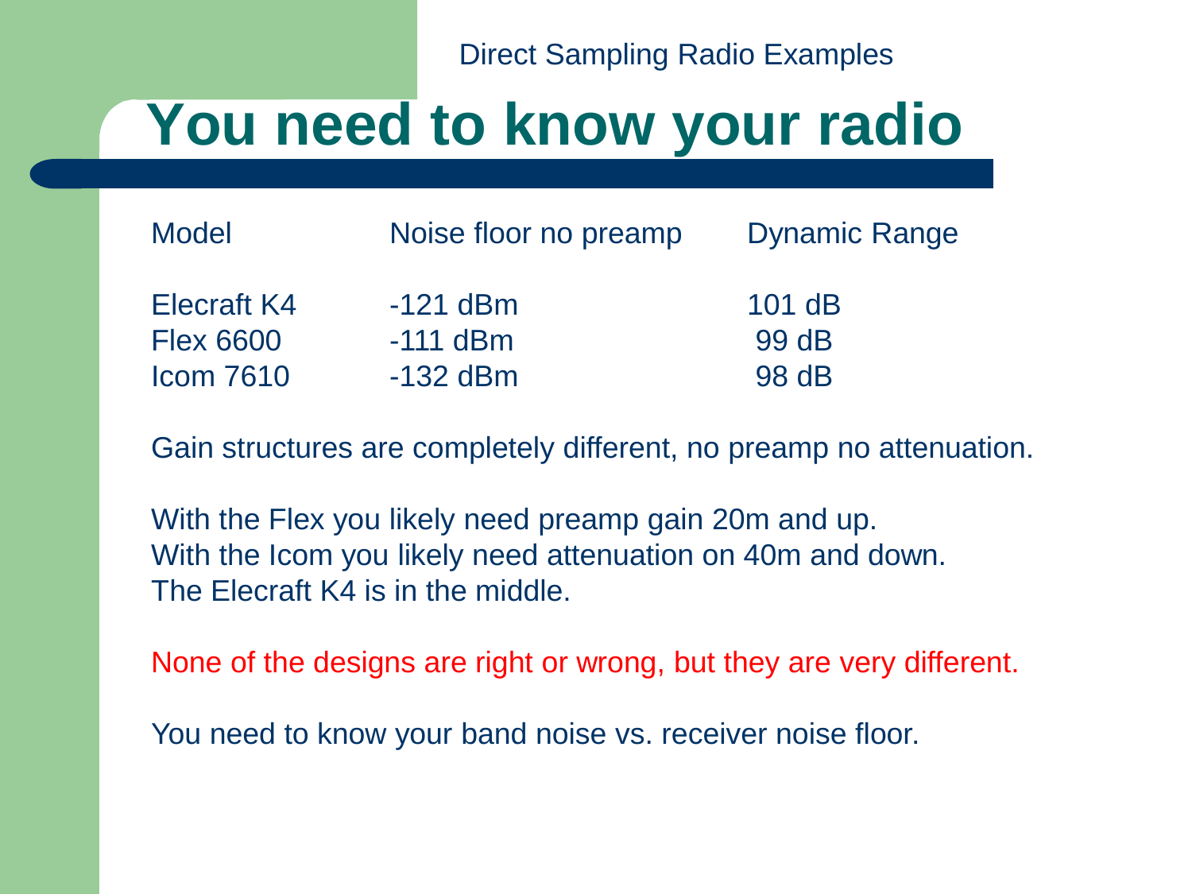Direct Sampling Radio Examples

# You need to know your radio

| Model | Noise floor no preamp | Dynamic Range |
| --- | --- | --- |
| Elecraft K4 | -121 dBm | 101 dB |
| Flex 6600 | -111 dBm | 99 dB |
| Icom 7610 | -132 dBm | 98 dB |

Gain structures are completely different, no preamp no attenuation.

With the Flex you likely need preamp gain 20m and up.
With the Icom you likely need attenuation on 40m and down.
The Elecraft K4 is in the middle.

None of the designs are right or wrong, but they are very different.

You need to know your band noise vs. receiver noise floor.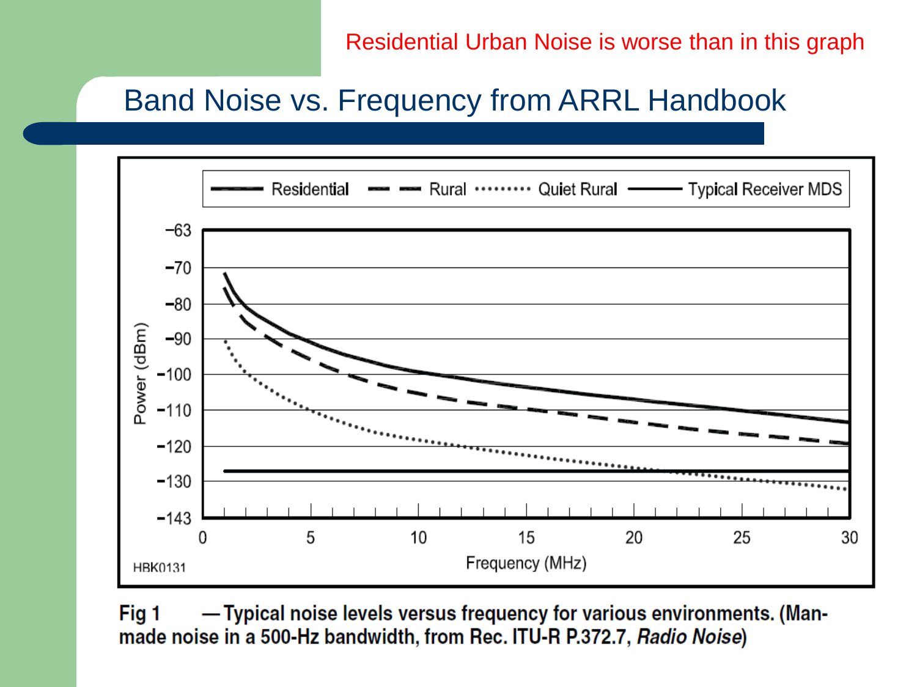Residential Urban Noise is worse than in this graph

# Band Noise vs. Frequency from ARRL Handbook

Fig 1 — Typical noise levels versus frequency for various environments. (Man-made noise in a 500-Hz bandwidth, from Rec. ITU-R P.372.7, *Radio Noise*)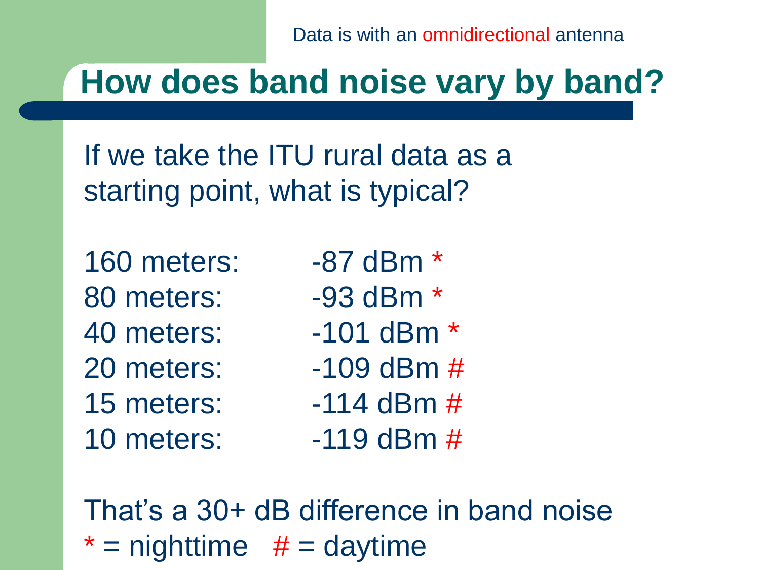Data is with an omnidirectional antenna

# How does band noise vary by band?

If we take the ITU rural data as a starting point, what is typical?

| | |
|---|---|
| 160 meters: | -87 dBm * |
| 80 meters: | -93 dBm * |
| 40 meters: | -101 dBm * |
| 20 meters: | -109 dBm # |
| 15 meters: | -114 dBm # |
| 10 meters: | -119 dBm # |

That's a 30+ dB difference in band noise

* = nighttime   # = daytime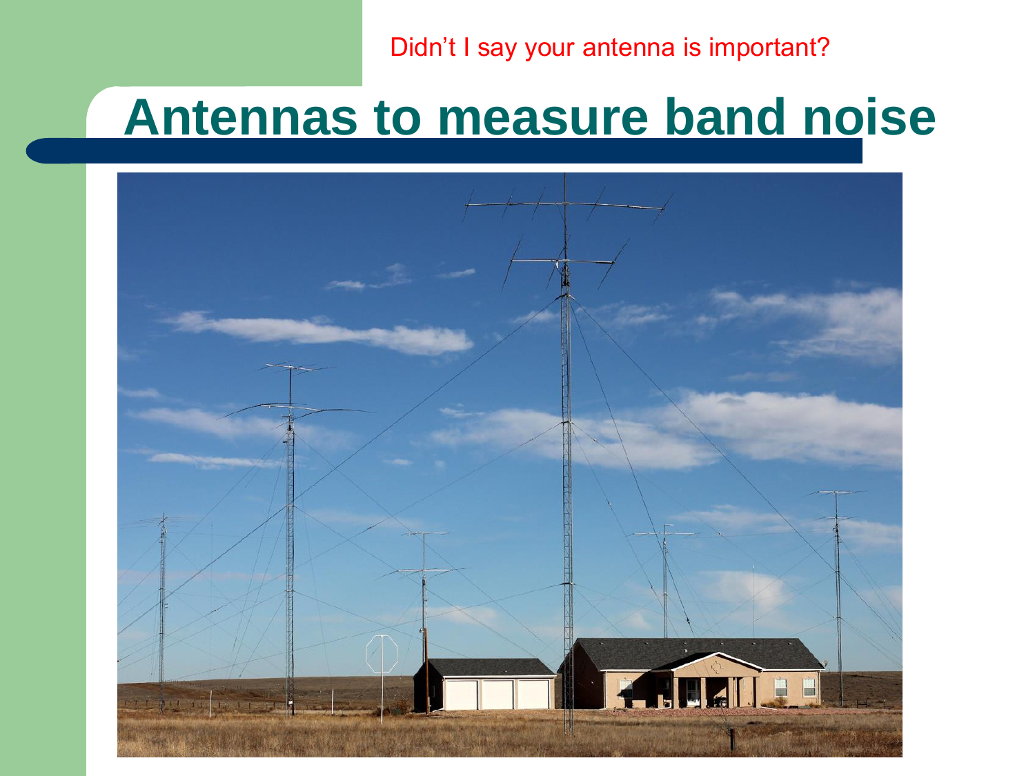Didn't I say your antenna is important?

# Antennas to measure band noise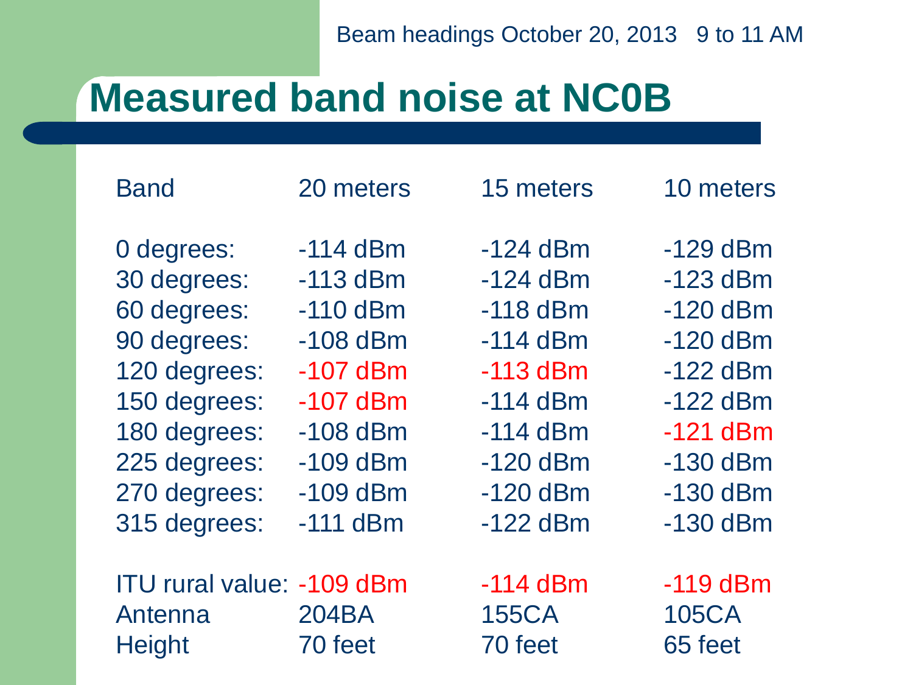Beam headings October 20, 2013 9 to 11 AM

# Measured band noise at NC0B

| Band | 20 meters | 15 meters | 10 meters |
|---|---|---|---|
| 0 degrees: | -114 dBm | -124 dBm | -129 dBm |
| 30 degrees: | -113 dBm | -124 dBm | -123 dBm |
| 60 degrees: | -110 dBm | -118 dBm | -120 dBm |
| 90 degrees: | -108 dBm | -114 dBm | -120 dBm |
| 120 degrees: | -107 dBm | -113 dBm | -122 dBm |
| 150 degrees: | -107 dBm | -114 dBm | -122 dBm |
| 180 degrees: | -108 dBm | -114 dBm | -121 dBm |
| 225 degrees: | -109 dBm | -120 dBm | -130 dBm |
| 270 degrees: | -109 dBm | -120 dBm | -130 dBm |
| 315 degrees: | -111 dBm | -122 dBm | -130 dBm |
| ITU rural value: | -109 dBm | -114 dBm | -119 dBm |
| Antenna | 204BA | 155CA | 105CA |
| Height | 70 feet | 70 feet | 65 feet |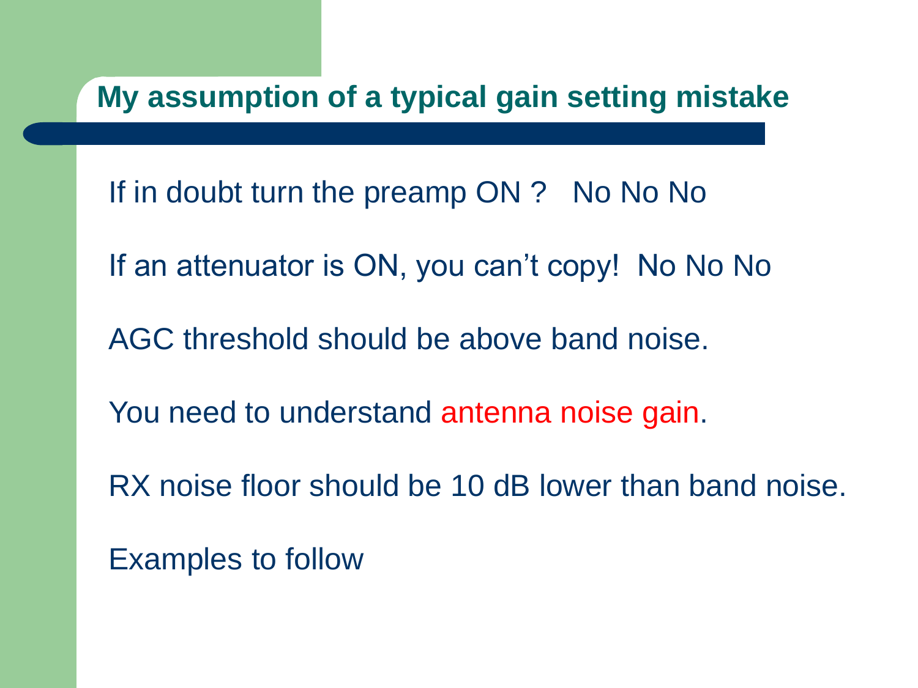## My assumption of a typical gain setting mistake

If in doubt turn the preamp ON ?   No No No

If an attenuator is ON, you can't copy!  No No No

AGC threshold should be above band noise.

You need to understand antenna noise gain.

RX noise floor should be 10 dB lower than band noise.

Examples to follow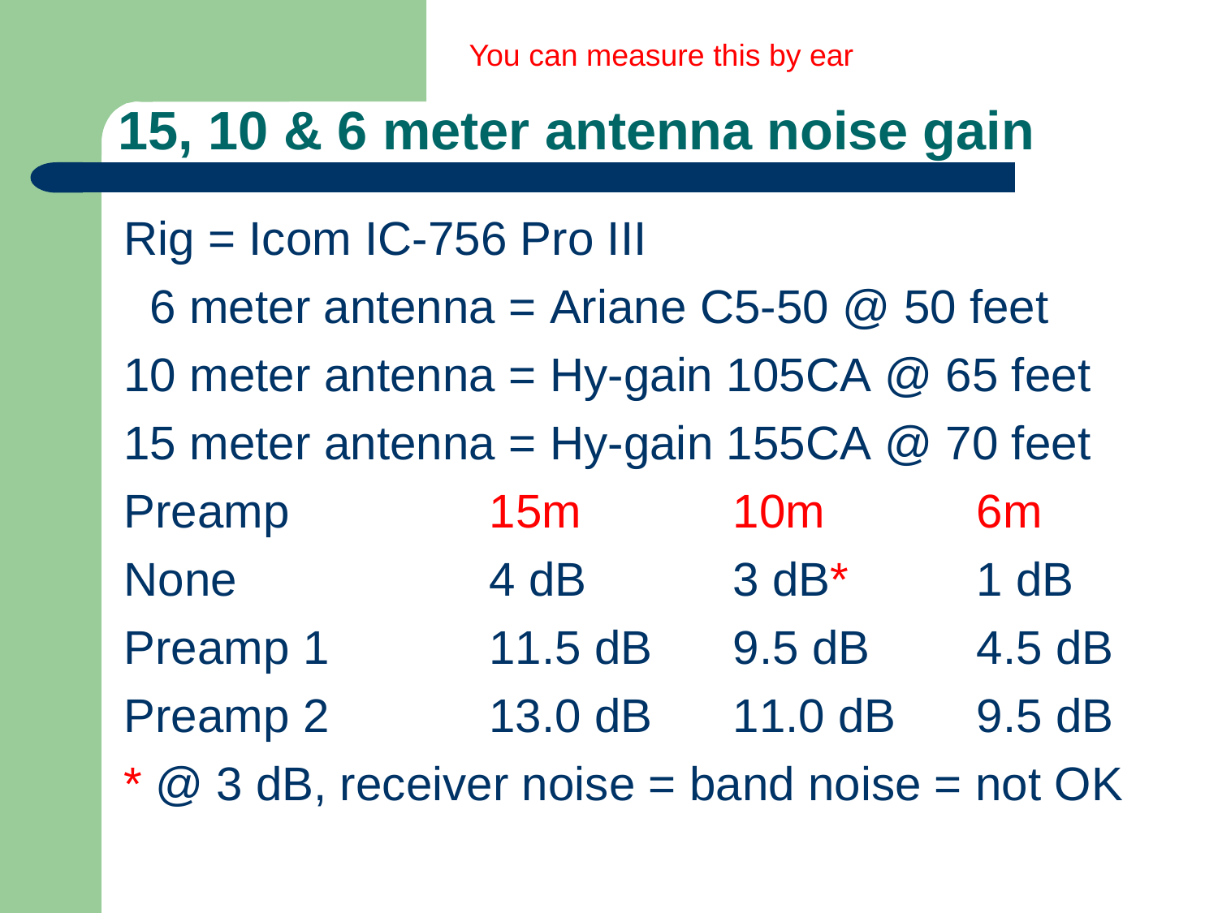You can measure this by ear

# 15, 10 & 6 meter antenna noise gain

Rig = Icom IC-756 Pro III

6 meter antenna = Ariane C5-50 @ 50 feet

10 meter antenna = Hy-gain 105CA @ 65 feet

15 meter antenna = Hy-gain 155CA @ 70 feet

| Preamp | 15m | 10m | 6m |
|---|---|---|---|
| None | 4 dB | 3 dB* | 1 dB |
| Preamp 1 | 11.5 dB | 9.5 dB | 4.5 dB |
| Preamp 2 | 13.0 dB | 11.0 dB | 9.5 dB |

* @ 3 dB, receiver noise = band noise = not OK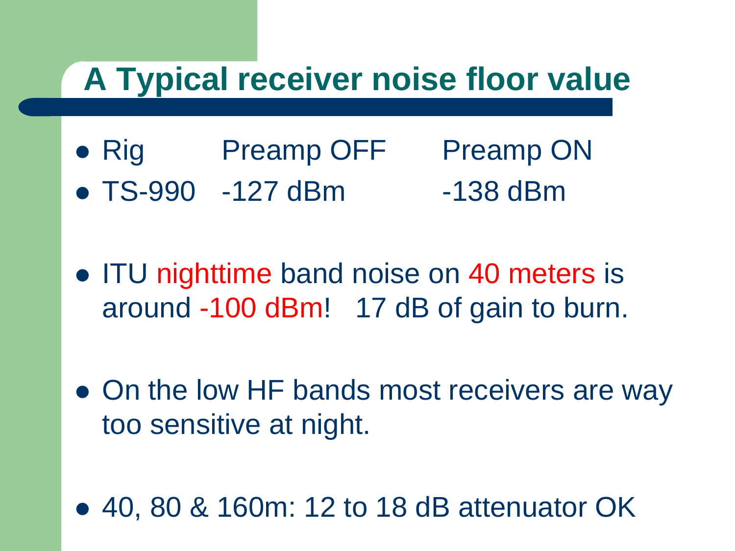# A Typical receiver noise floor value

| Rig | Preamp OFF | Preamp ON |
|---|---|---|
| TS-990 | -127 dBm | -138 dBm |

- ITU nighttime band noise on 40 meters is around -100 dBm! 17 dB of gain to burn.
- On the low HF bands most receivers are way too sensitive at night.
- 40, 80 & 160m: 12 to 18 dB attenuator OK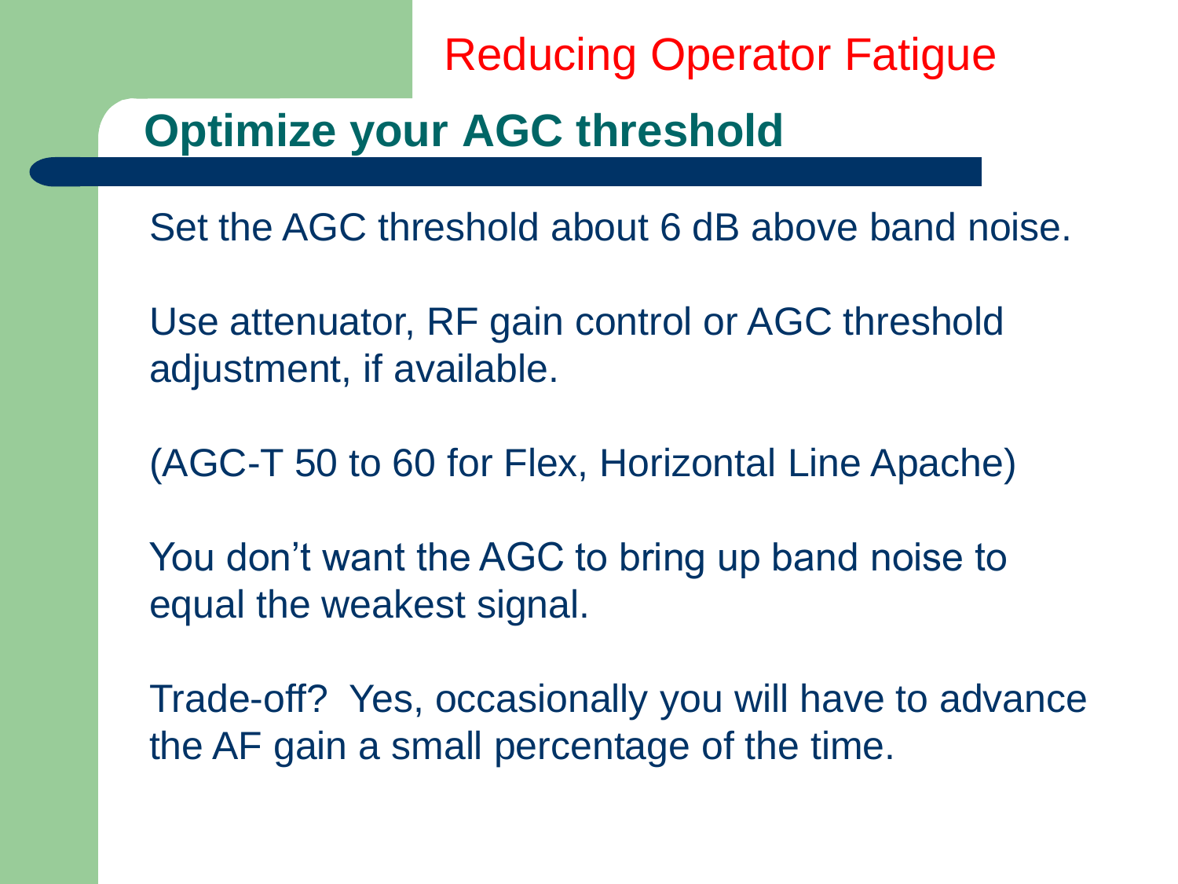Reducing Operator Fatigue

## Optimize your AGC threshold

Set the AGC threshold about 6 dB above band noise.

Use attenuator, RF gain control or AGC threshold adjustment, if available.

(AGC-T 50 to 60 for Flex, Horizontal Line Apache)

You don’t want the AGC to bring up band noise to equal the weakest signal.

Trade-off? Yes, occasionally you will have to advance the AF gain a small percentage of the time.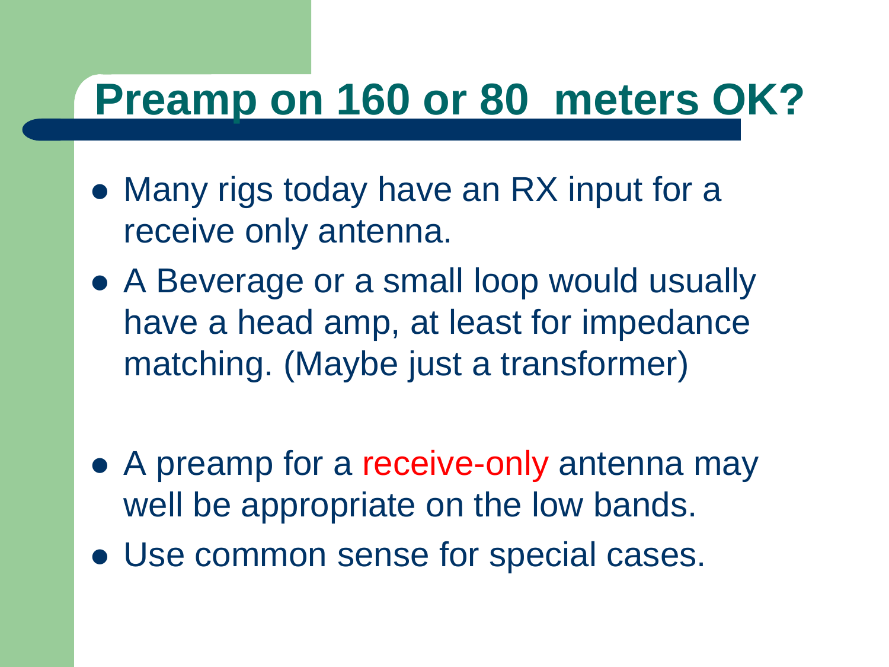# Preamp on 160 or 80  meters OK?

- Many rigs today have an RX input for a receive only antenna.
- A Beverage or a small loop would usually have a head amp, at least for impedance matching. (Maybe just a transformer)

- A preamp for a receive-only antenna may well be appropriate on the low bands.
- Use common sense for special cases.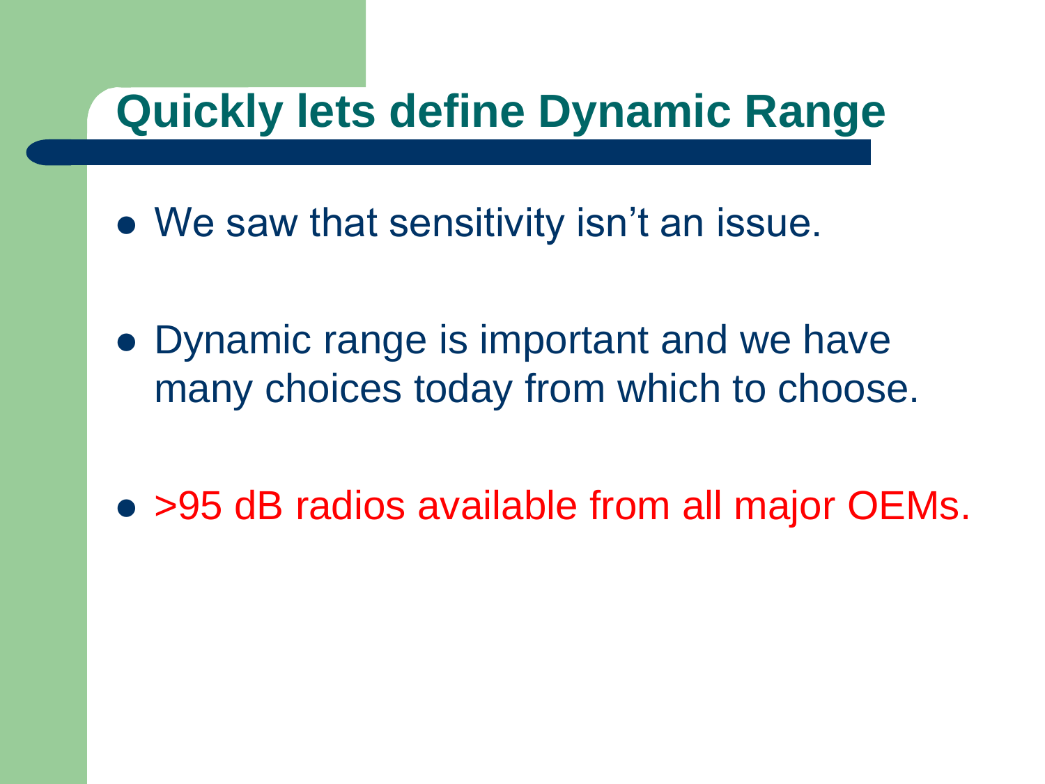# Quickly lets define Dynamic Range

- We saw that sensitivity isn't an issue.
- Dynamic range is important and we have many choices today from which to choose.
- >95 dB radios available from all major OEMs.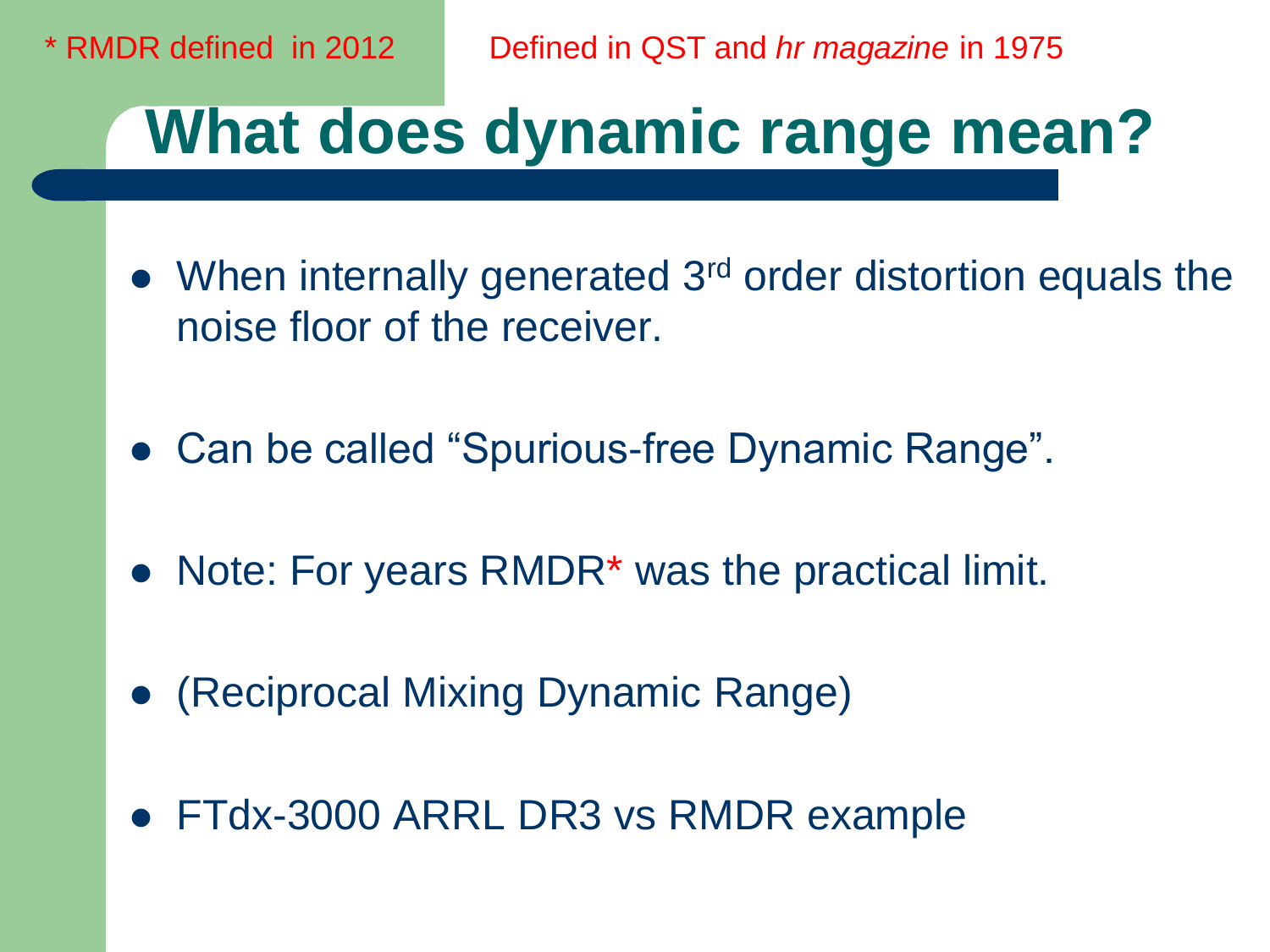\* RMDR defined in 2012

Defined in QST and *hr magazine* in 1975

# What does dynamic range mean?

- When internally generated 3rd order distortion equals the noise floor of the receiver.
- Can be called “Spurious-free Dynamic Range”.
- Note: For years RMDR* was the practical limit.
- (Reciprocal Mixing Dynamic Range)
- FTdx-3000 ARRL DR3 vs RMDR example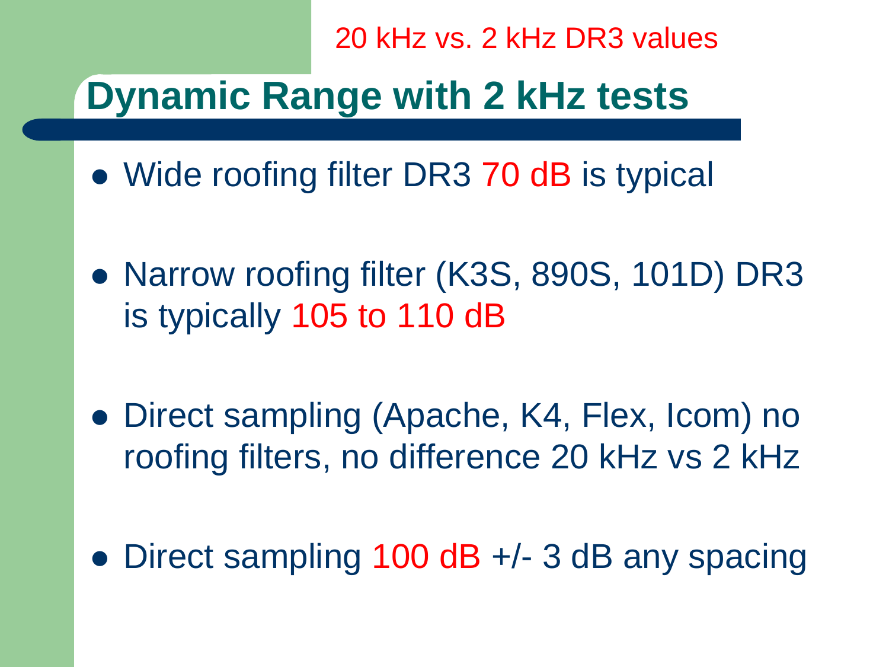20 kHz vs. 2 kHz DR3 values

# Dynamic Range with 2 kHz tests

- Wide roofing filter DR3 70 dB is typical
- Narrow roofing filter (K3S, 890S, 101D) DR3 is typically 105 to 110 dB
- Direct sampling (Apache, K4, Flex, Icom) no roofing filters, no difference 20 kHz vs 2 kHz
- Direct sampling 100 dB +/- 3 dB any spacing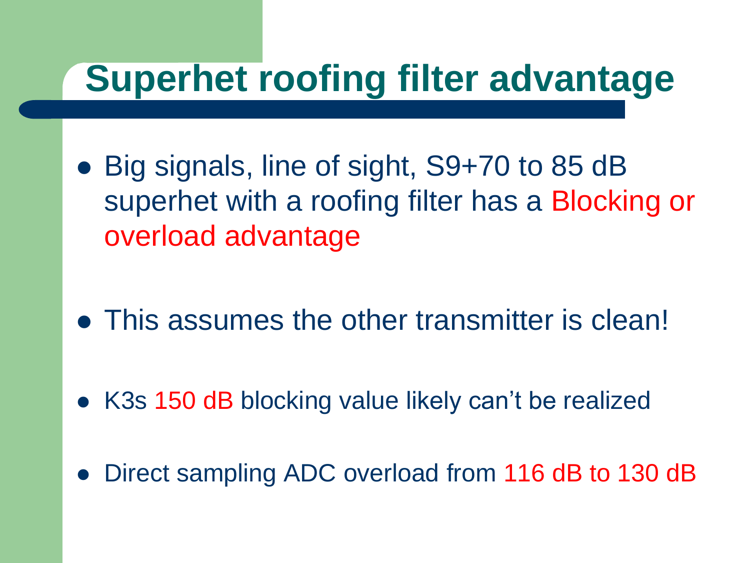# Superhet roofing filter advantage

- Big signals, line of sight, S9+70 to 85 dB superhet with a roofing filter has a Blocking or overload advantage

- This assumes the other transmitter is clean!

- K3s 150 dB blocking value likely can't be realized

- Direct sampling ADC overload from 116 dB to 130 dB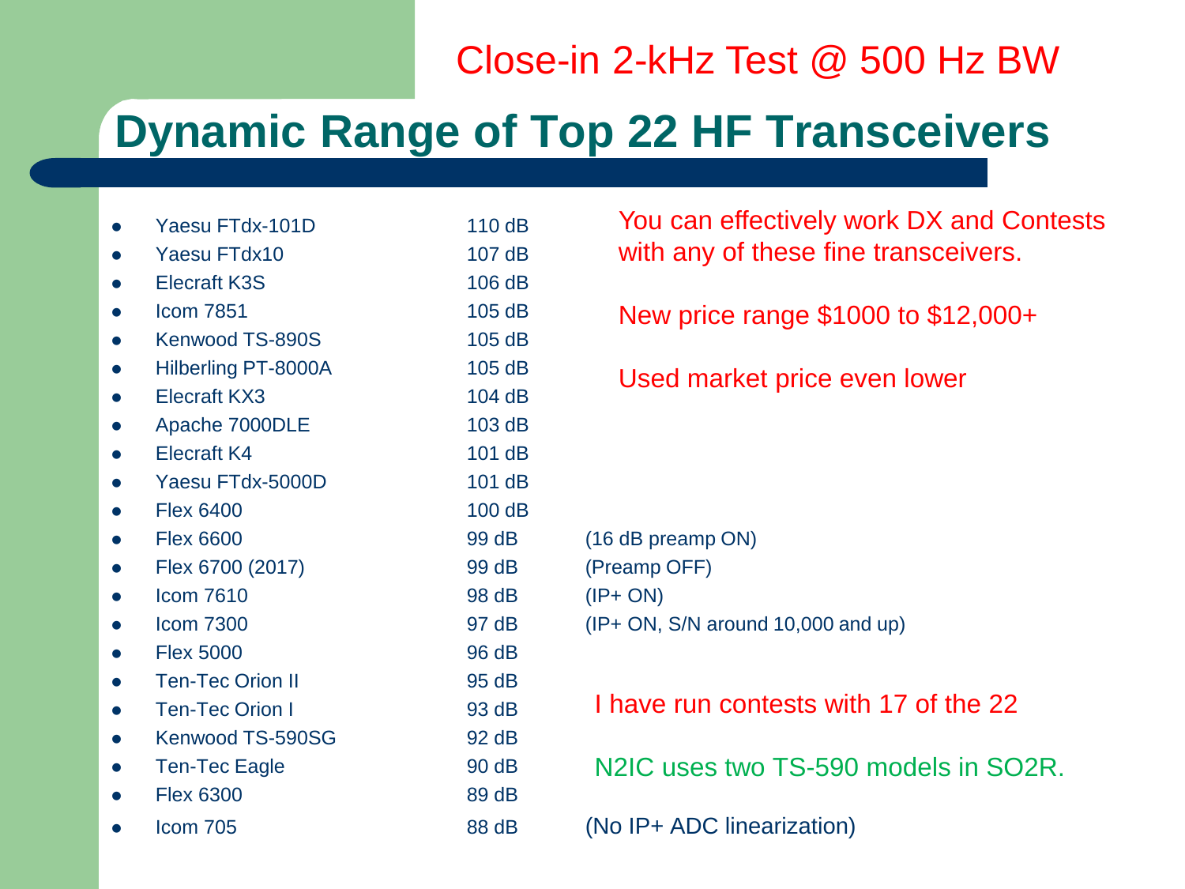Close-in 2-kHz Test @ 500 Hz BW

# Dynamic Range of Top 22 HF Transceivers

| Transceiver | Dynamic Range | Notes |
|---|---|---|
| Yaesu FTdx-101D | 110 dB | |
| Yaesu FTdx10 | 107 dB | |
| Elecraft K3S | 106 dB | |
| Icom 7851 | 105 dB | |
| Kenwood TS-890S | 105 dB | |
| Hilberling PT-8000A | 105 dB | |
| Elecraft KX3 | 104 dB | |
| Apache 7000DLE | 103 dB | |
| Elecraft K4 | 101 dB | |
| Yaesu FTdx-5000D | 101 dB | |
| Flex 6400 | 100 dB | |
| Flex 6600 | 99 dB | (16 dB preamp ON) |
| Flex 6700 (2017) | 99 dB | (Preamp OFF) |
| Icom 7610 | 98 dB | (IP+ ON) |
| Icom 7300 | 97 dB | (IP+ ON, S/N around 10,000 and up) |
| Flex 5000 | 96 dB | |
| Ten-Tec Orion II | 95 dB | |
| Ten-Tec Orion I | 93 dB | |
| Kenwood TS-590SG | 92 dB | |
| Ten-Tec Eagle | 90 dB | |
| Flex 6300 | 89 dB | |
| Icom 705 | 88 dB | (No IP+ ADC linearization) |

You can effectively work DX and Contests with any of these fine transceivers.

New price range $1000 to $12,000+

Used market price even lower

I have run contests with 17 of the 22

N2IC uses two TS-590 models in SO2R.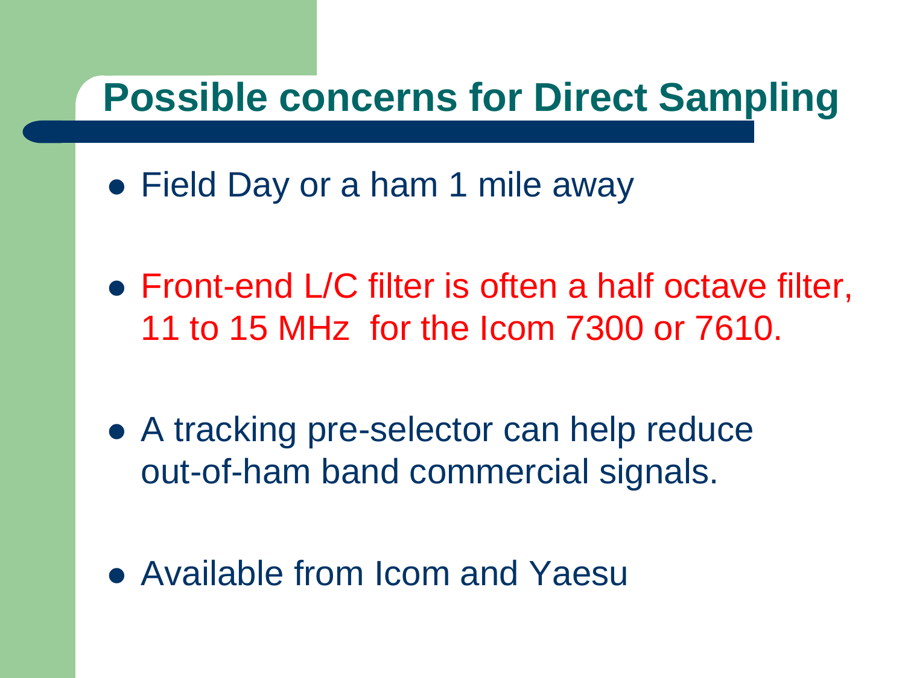# Possible concerns for Direct Sampling

- Field Day or a ham 1 mile away
- Front-end L/C filter is often a half octave filter, 11 to 15 MHz for the Icom 7300 or 7610.
- A tracking pre-selector can help reduce out-of-ham band commercial signals.
- Available from Icom and Yaesu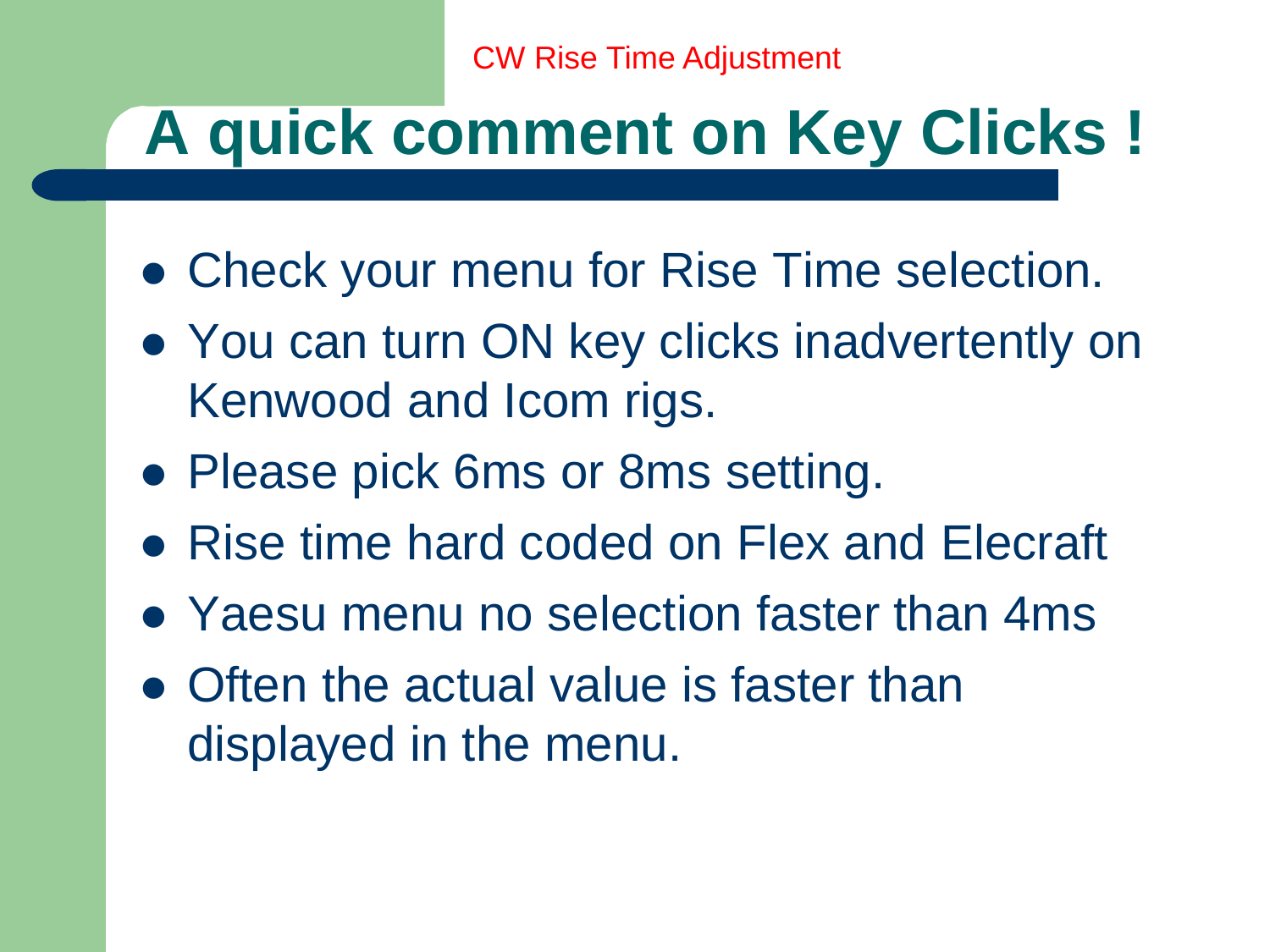# A quick comment on Key Clicks !

- Check your menu for Rise Time selection.
- You can turn ON key clicks inadvertently on Kenwood and Icom rigs.
- Please pick 6ms or 8ms setting.
- Rise time hard coded on Flex and Elecraft
- Yaesu menu no selection faster than 4ms
- Often the actual value is faster than displayed in the menu.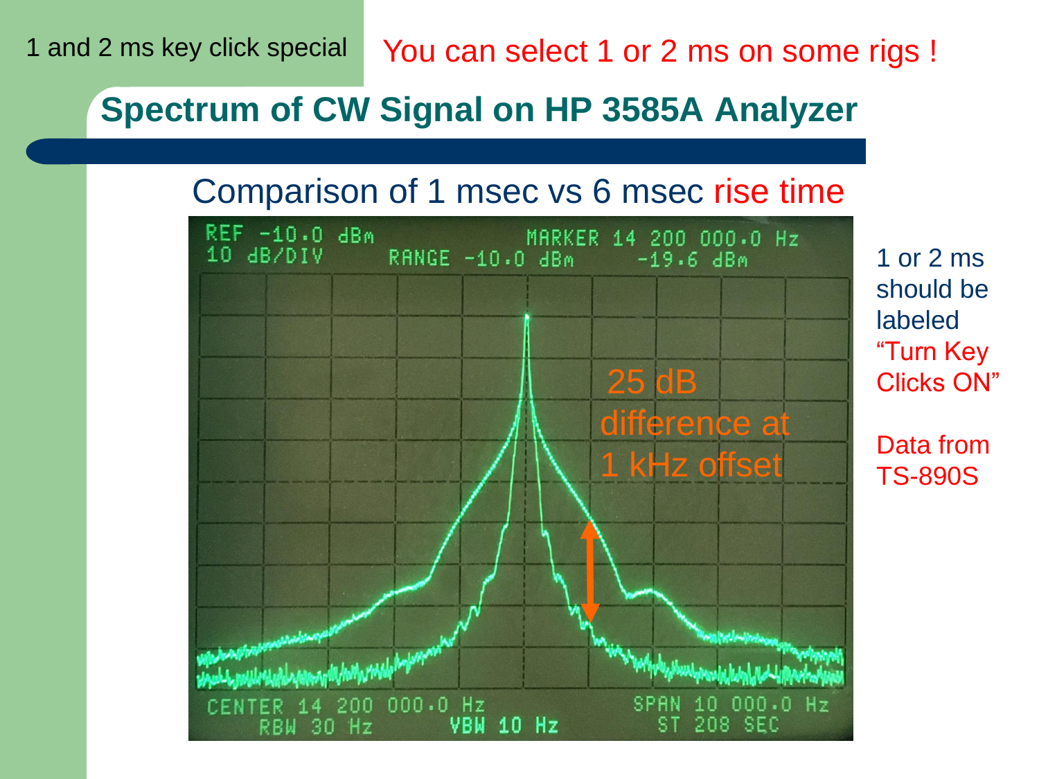1 and 2 ms key click special

You can select 1 or 2 ms on some rigs !

## Spectrum of CW Signal on HP 3585A Analyzer

### Comparison of 1 msec vs 6 msec rise time

REF -10.0 dBm
10 dB/DIV
RANGE -10.0 dBm
MARKER 14 200 000.0 Hz
-19.6 dBm

25 dB difference at 1 kHz offset

CENTER 14 200 000.0 Hz
RBW 30 Hz
VBW 10 Hz
SPAN 10 000.0 Hz
ST 208 SEC

1 or 2 ms should be labeled "Turn Key Clicks ON"

Data from TS-890S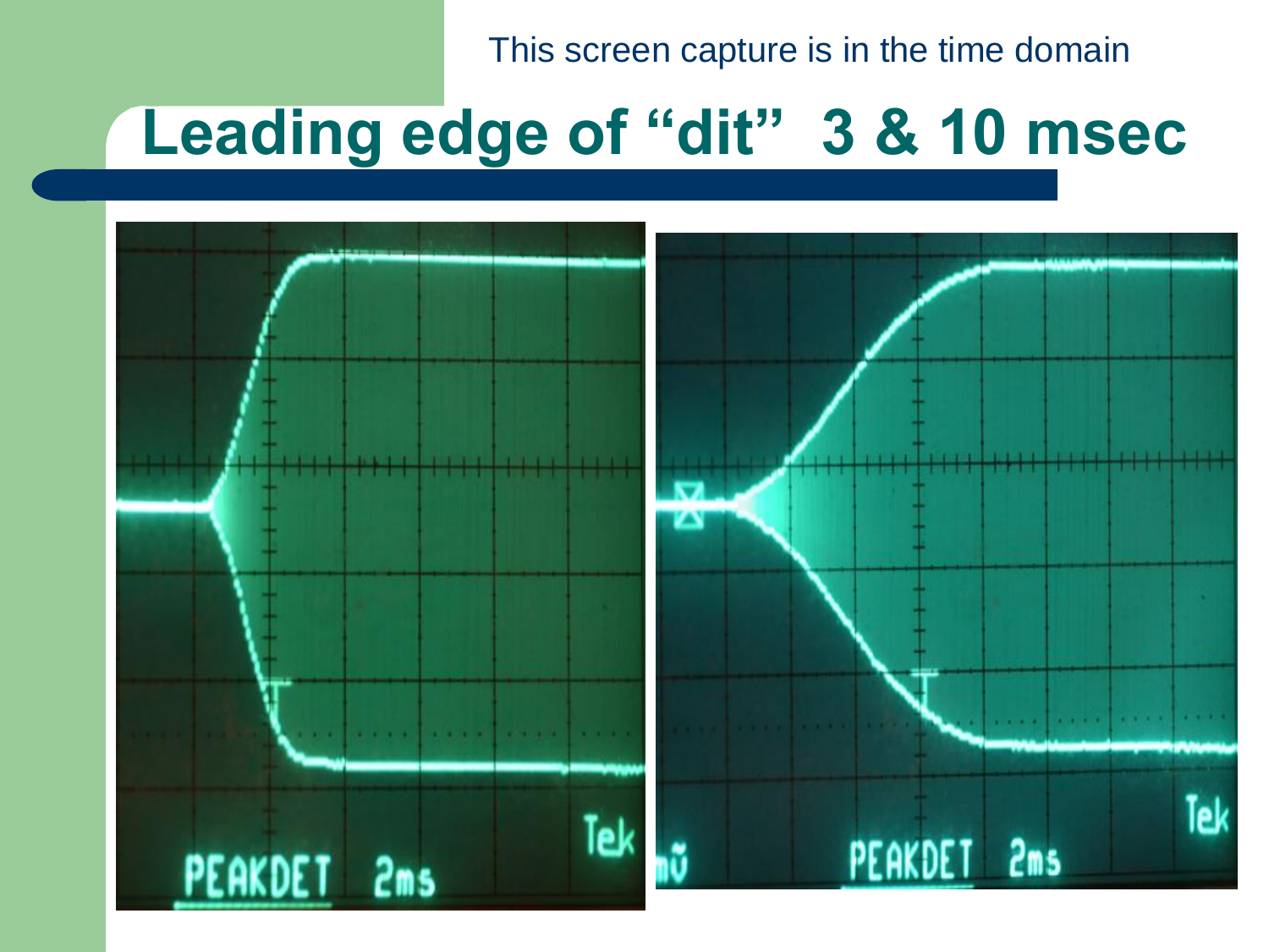This screen capture is in the time domain

# Leading edge of "dit" 3 & 10 msec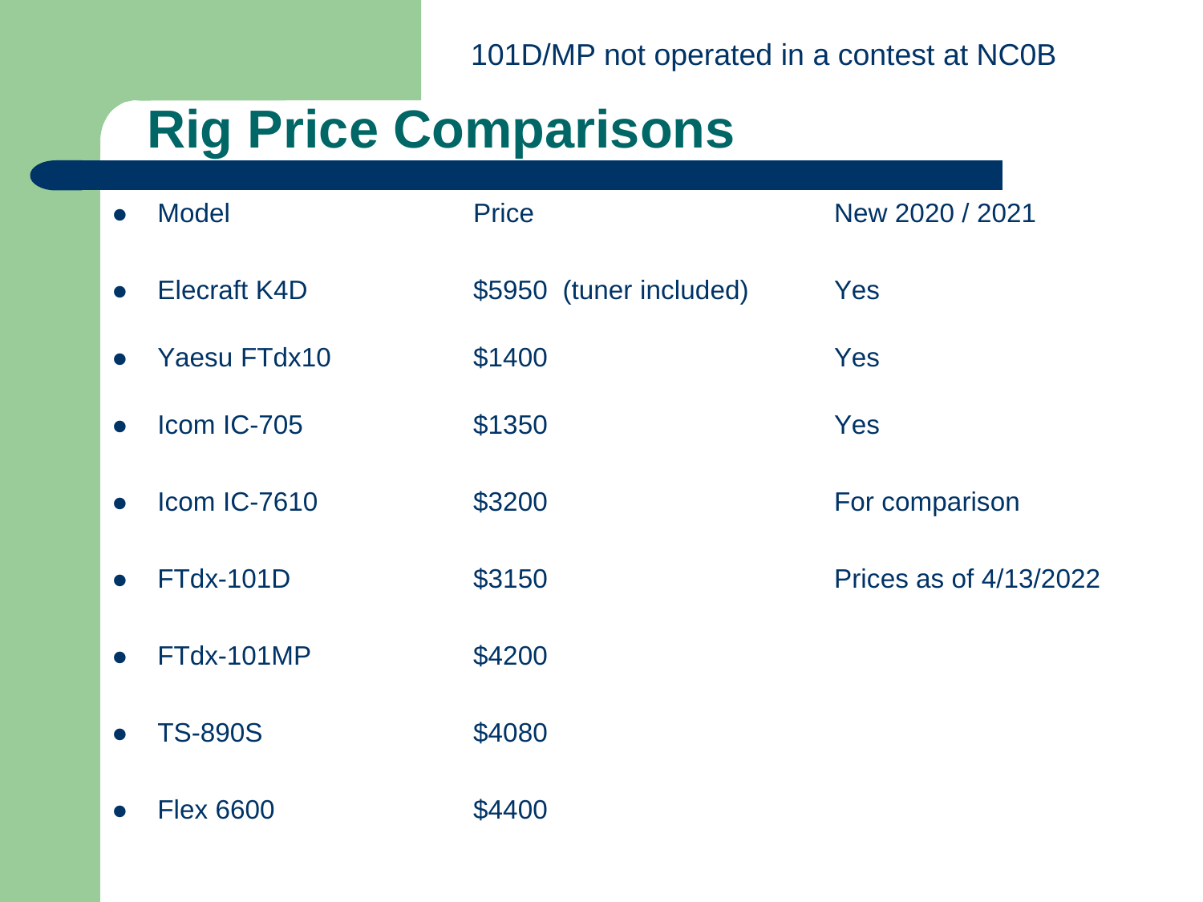101D/MP not operated in a contest at NC0B

# Rig Price Comparisons

| Model | Price | New 2020 / 2021 |
|---|---|---|
| Elecraft K4D | $5950 (tuner included) | Yes |
| Yaesu FTdx10 | $1400 | Yes |
| Icom IC-705 | $1350 | Yes |
| Icom IC-7610 | $3200 | For comparison |
| FTdx-101D | $3150 | Prices as of 4/13/2022 |
| FTdx-101MP | $4200 | |
| TS-890S | $4080 | |
| Flex 6600 | $4400 | |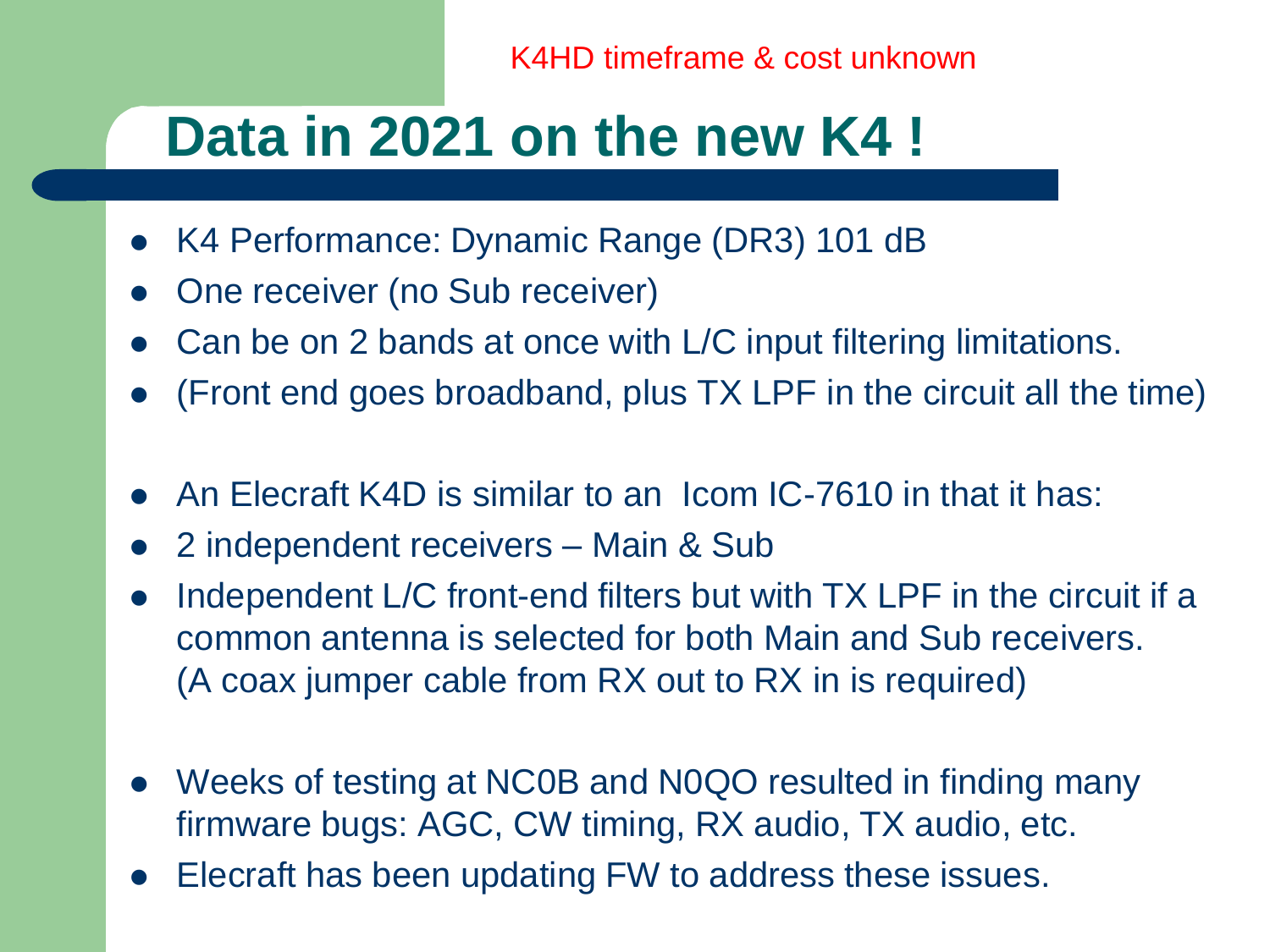K4HD timeframe & cost unknown

# Data in 2021 on the new K4 !

- K4 Performance: Dynamic Range (DR3) 101 dB
- One receiver (no Sub receiver)
- Can be on 2 bands at once with L/C input filtering limitations.
- (Front end goes broadband, plus TX LPF in the circuit all the time)

- An Elecraft K4D is similar to an Icom IC-7610 in that it has:
- 2 independent receivers – Main & Sub
- Independent L/C front-end filters but with TX LPF in the circuit if a common antenna is selected for both Main and Sub receivers. (A coax jumper cable from RX out to RX in is required)

- Weeks of testing at NC0B and N0QO resulted in finding many firmware bugs: AGC, CW timing, RX audio, TX audio, etc.
- Elecraft has been updating FW to address these issues.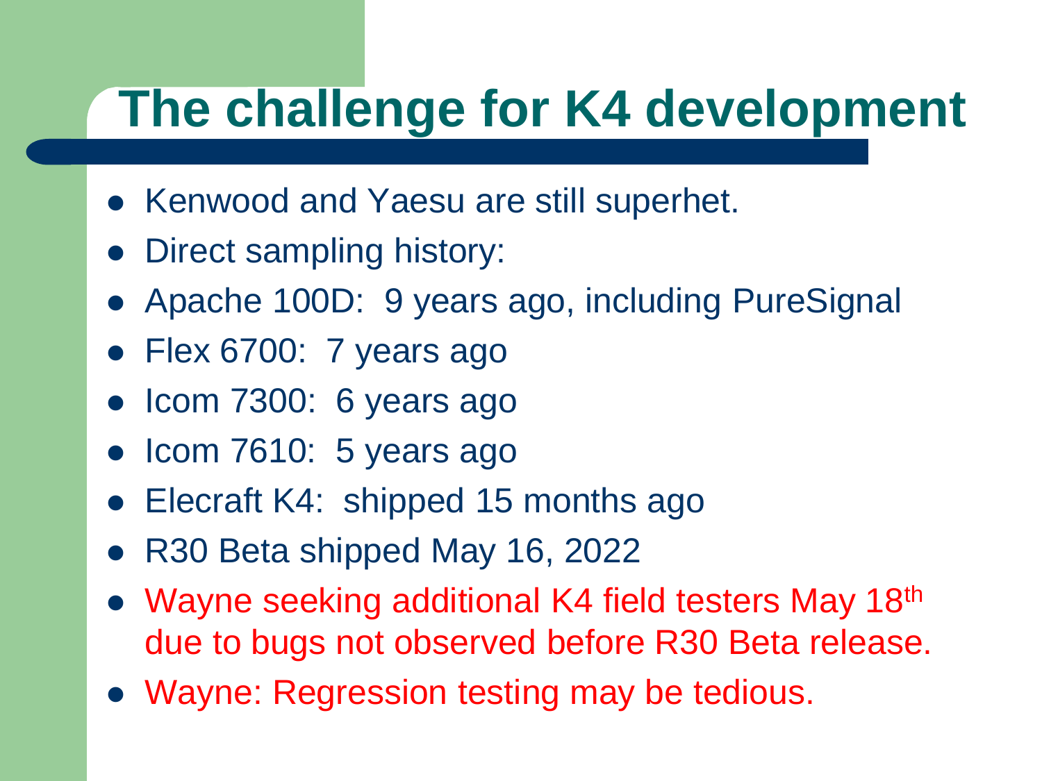# The challenge for K4 development

- Kenwood and Yaesu are still superhet.
- Direct sampling history:
- Apache 100D: 9 years ago, including PureSignal
- Flex 6700: 7 years ago
- Icom 7300: 6 years ago
- Icom 7610: 5 years ago
- Elecraft K4: shipped 15 months ago
- R30 Beta shipped May 16, 2022
- Wayne seeking additional K4 field testers May 18th due to bugs not observed before R30 Beta release.
- Wayne: Regression testing may be tedious.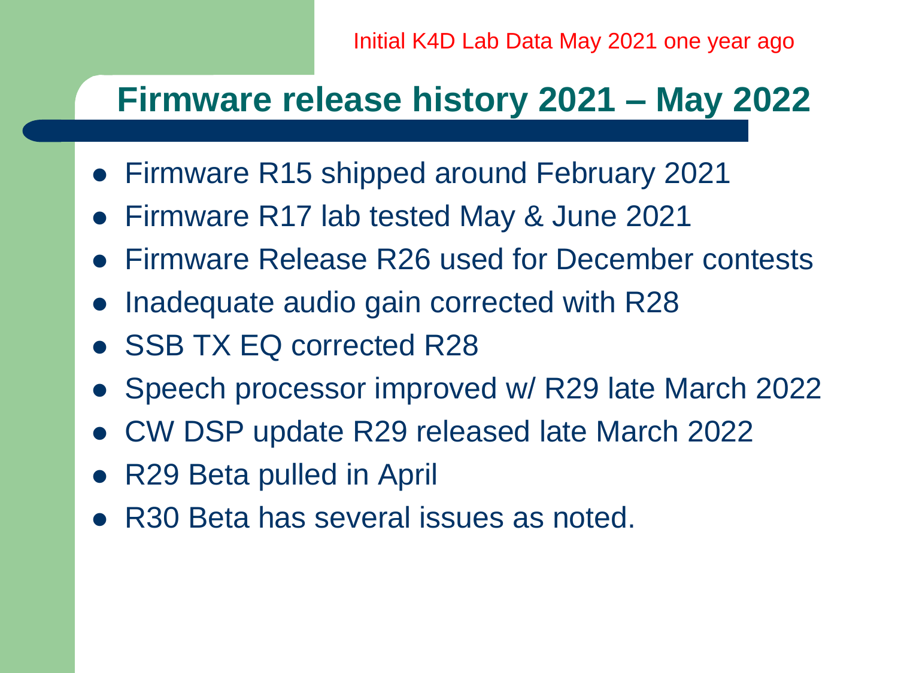Initial K4D Lab Data May 2021 one year ago

# Firmware release history 2021 – May 2022

- Firmware R15 shipped around February 2021
- Firmware R17 lab tested May & June 2021
- Firmware Release R26 used for December contests
- Inadequate audio gain corrected with R28
- SSB TX EQ corrected R28
- Speech processor improved w/ R29 late March 2022
- CW DSP update R29 released late March 2022
- R29 Beta pulled in April
- R30 Beta has several issues as noted.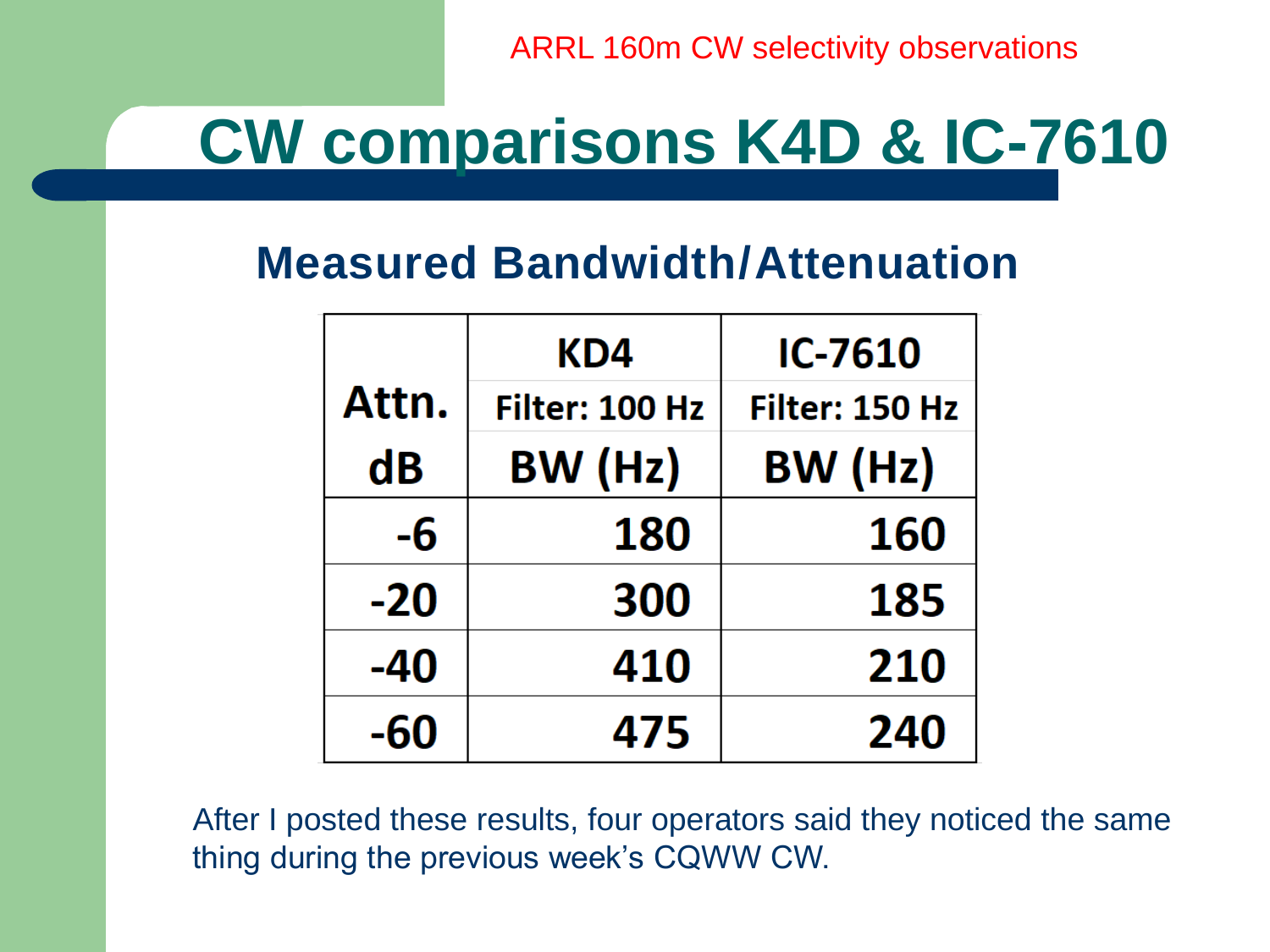ARRL 160m CW selectivity observations

# CW comparisons K4D & IC-7610

## Measured Bandwidth/Attenuation

| Attn. dB | KD4 Filter: 100 Hz BW (Hz) | IC-7610 Filter: 150 Hz BW (Hz) |
|---|---|---|
| -6 | 180 | 160 |
| -20 | 300 | 185 |
| -40 | 410 | 210 |
| -60 | 475 | 240 |

After I posted these results, four operators said they noticed the same thing during the previous week's CQWW CW.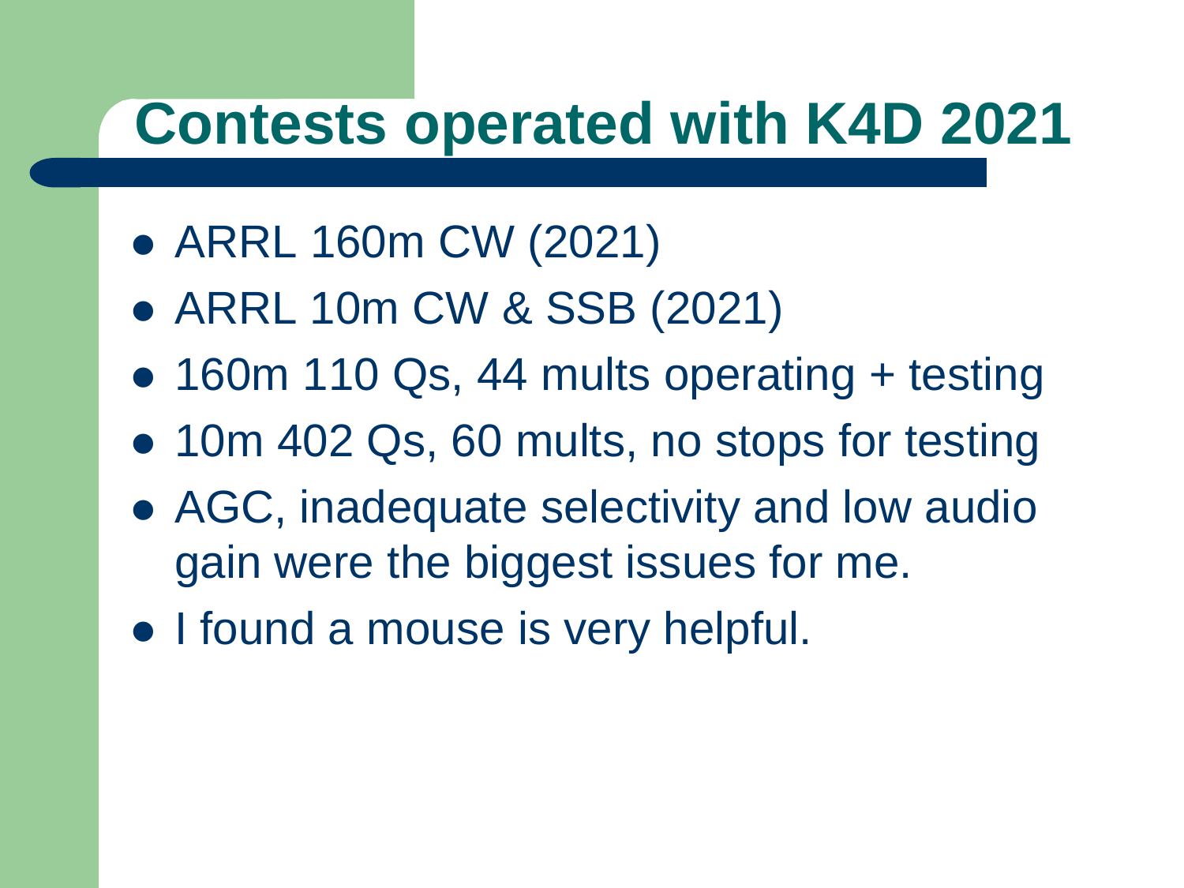# Contests operated with K4D 2021

- ARRL 160m CW (2021)
- ARRL 10m CW & SSB (2021)
- 160m 110 Qs, 44 mults operating + testing
- 10m 402 Qs, 60 mults, no stops for testing
- AGC, inadequate selectivity and low audio gain were the biggest issues for me.
- I found a mouse is very helpful.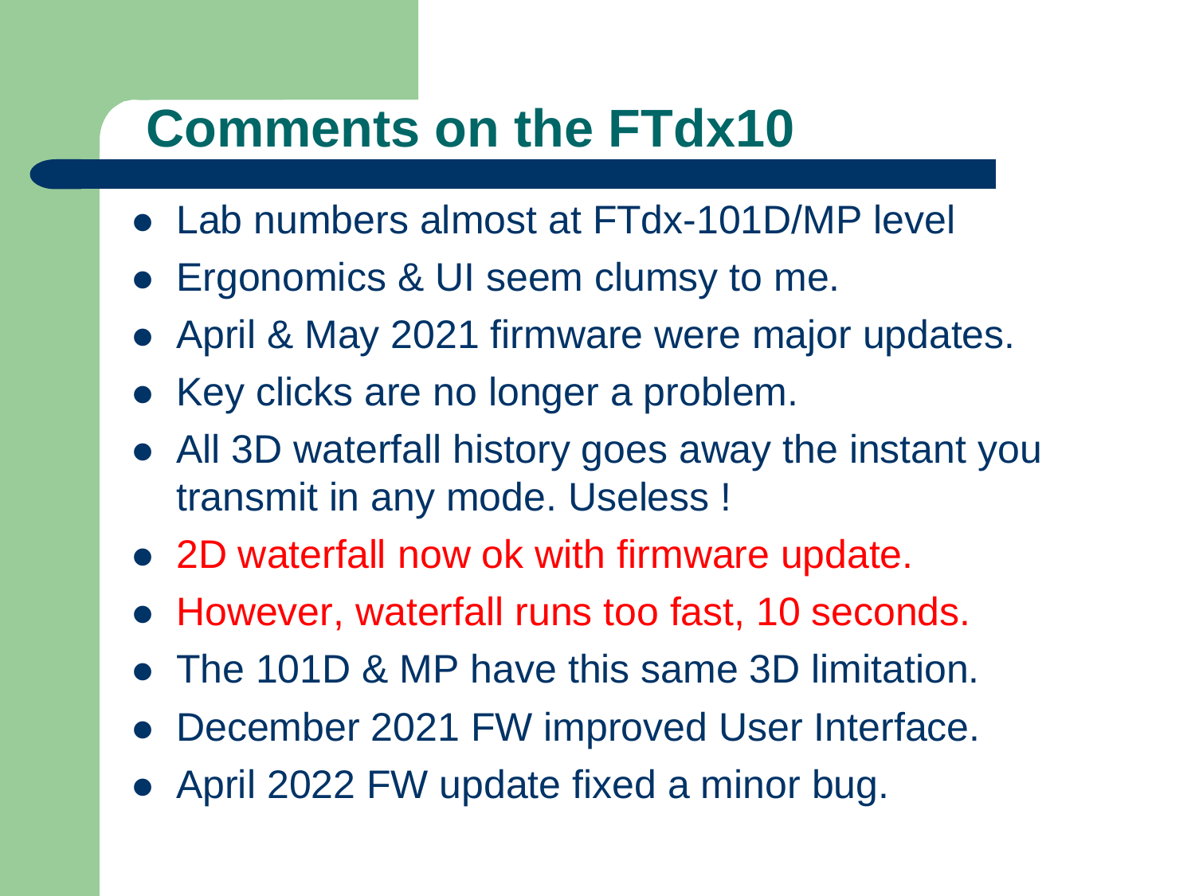# Comments on the FTdx10

- Lab numbers almost at FTdx-101D/MP level
- Ergonomics & UI seem clumsy to me.
- April & May 2021 firmware were major updates.
- Key clicks are no longer a problem.
- All 3D waterfall history goes away the instant you transmit in any mode. Useless !
- 2D waterfall now ok with firmware update.
- However, waterfall runs too fast, 10 seconds.
- The 101D & MP have this same 3D limitation.
- December 2021 FW improved User Interface.
- April 2022 FW update fixed a minor bug.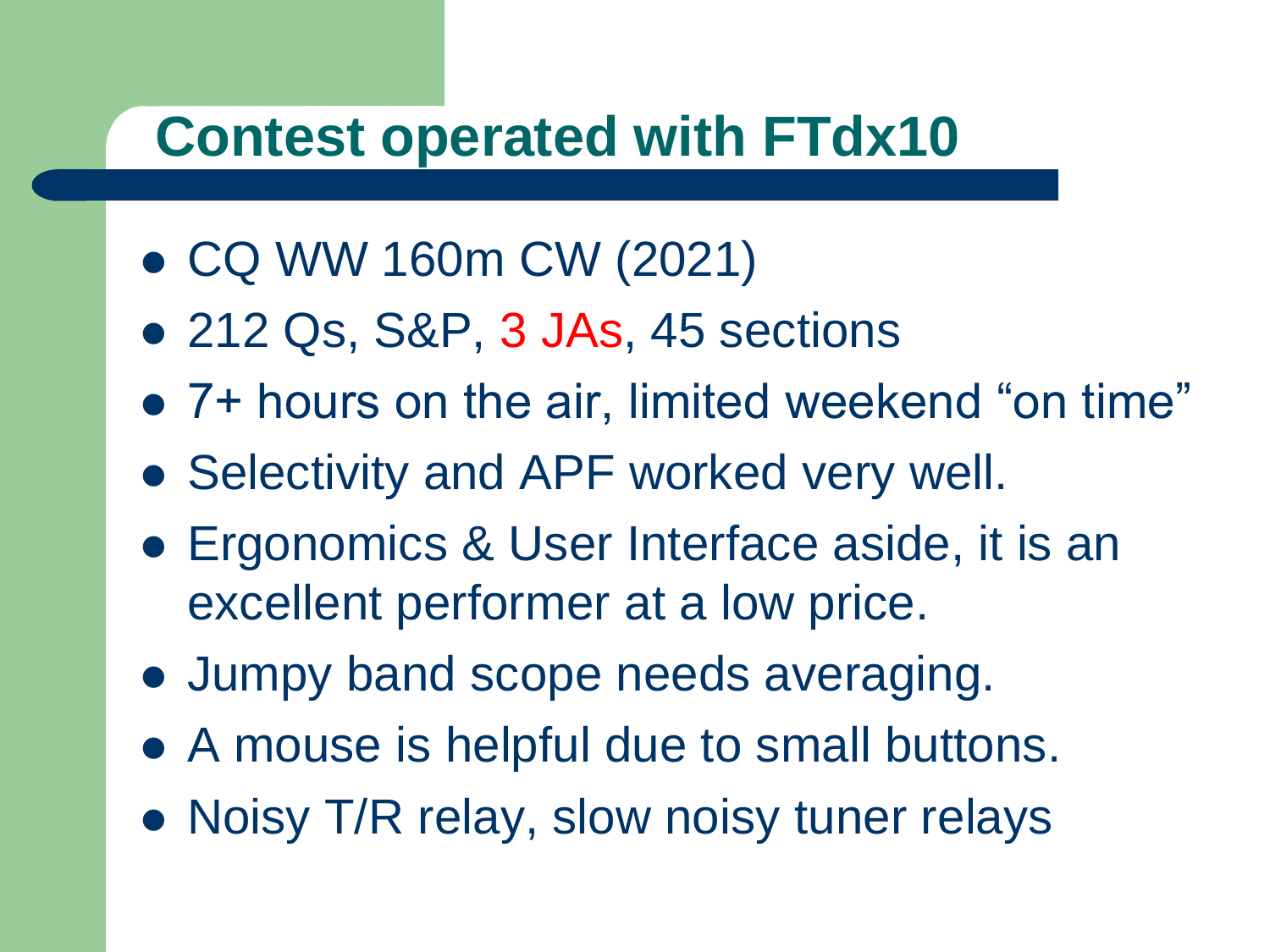# Contest operated with FTdx10

- CQ WW 160m CW (2021)
- 212 Qs, S&P, 3 JAs, 45 sections
- 7+ hours on the air, limited weekend "on time"
- Selectivity and APF worked very well.
- Ergonomics & User Interface aside, it is an excellent performer at a low price.
- Jumpy band scope needs averaging.
- A mouse is helpful due to small buttons.
- Noisy T/R relay, slow noisy tuner relays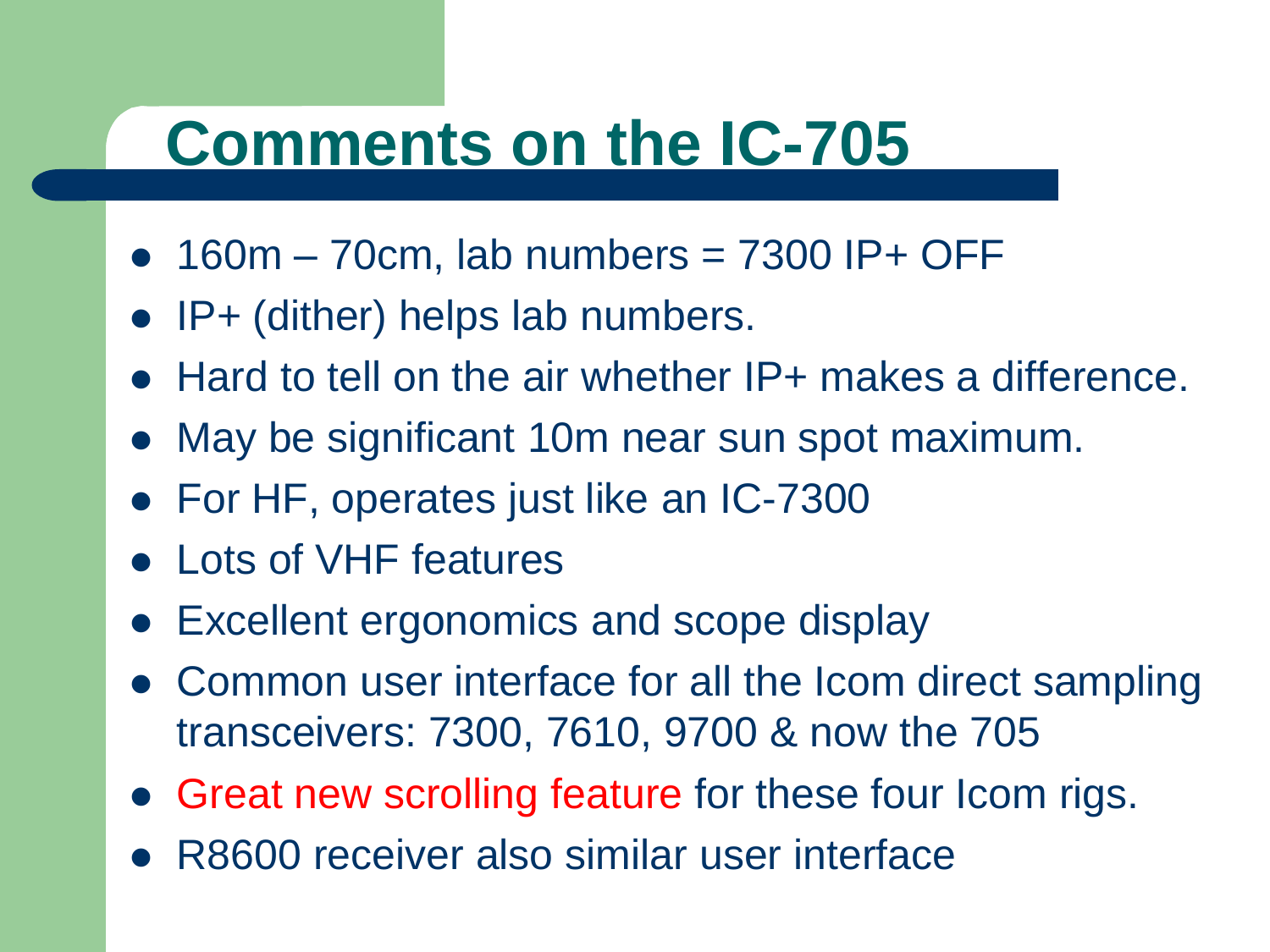# Comments on the IC-705

- 160m – 70cm, lab numbers = 7300 IP+ OFF
- IP+ (dither) helps lab numbers.
- Hard to tell on the air whether IP+ makes a difference.
- May be significant 10m near sun spot maximum.
- For HF, operates just like an IC-7300
- Lots of VHF features
- Excellent ergonomics and scope display
- Common user interface for all the Icom direct sampling transceivers: 7300, 7610, 9700 & now the 705
- Great new scrolling feature for these four Icom rigs.
- R8600 receiver also similar user interface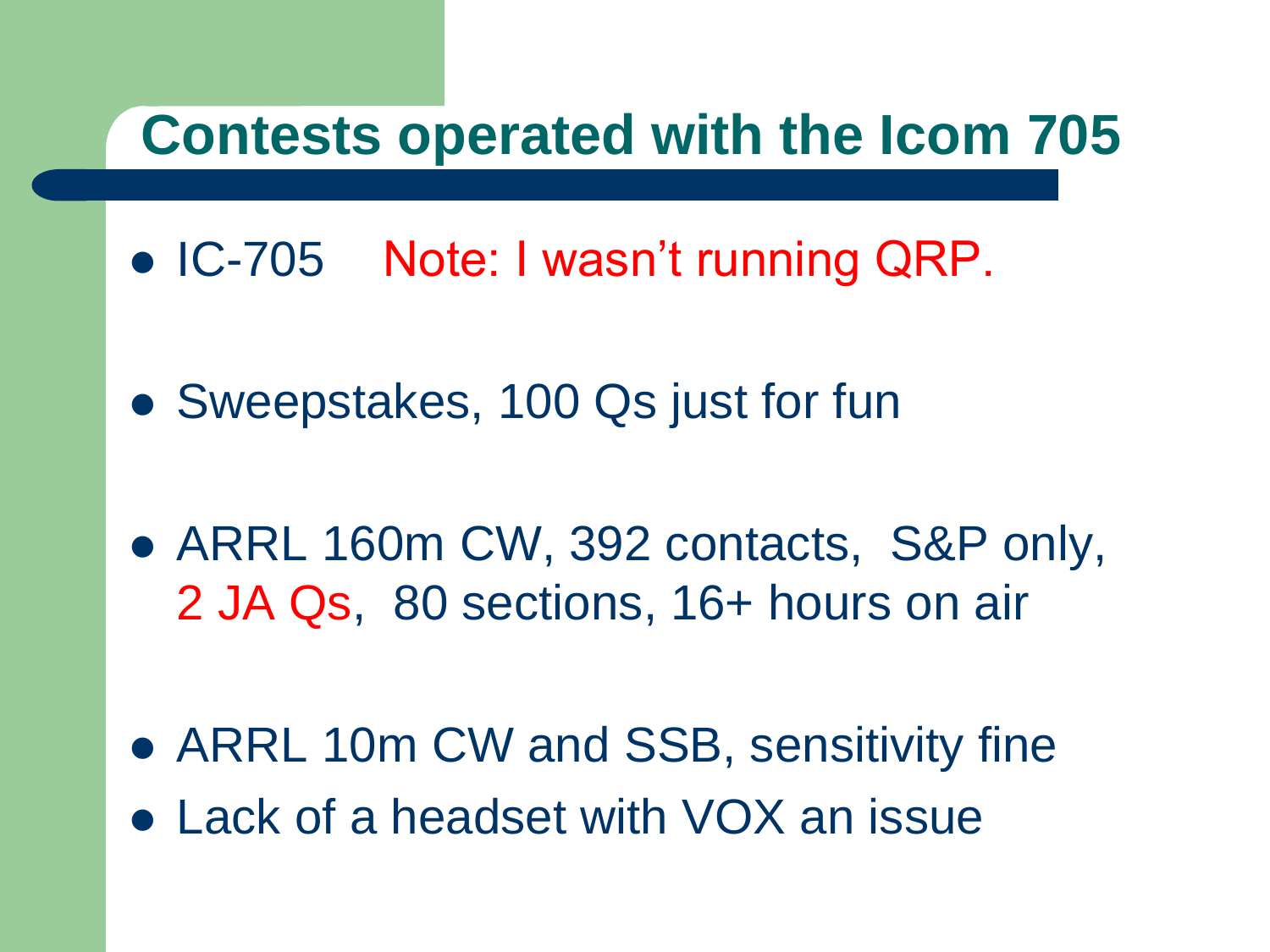# Contests operated with the Icom 705

- IC-705 Note: I wasn't running QRP.
- Sweepstakes, 100 Qs just for fun
- ARRL 160m CW, 392 contacts, S&P only, 2 JA Qs, 80 sections, 16+ hours on air
- ARRL 10m CW and SSB, sensitivity fine
- Lack of a headset with VOX an issue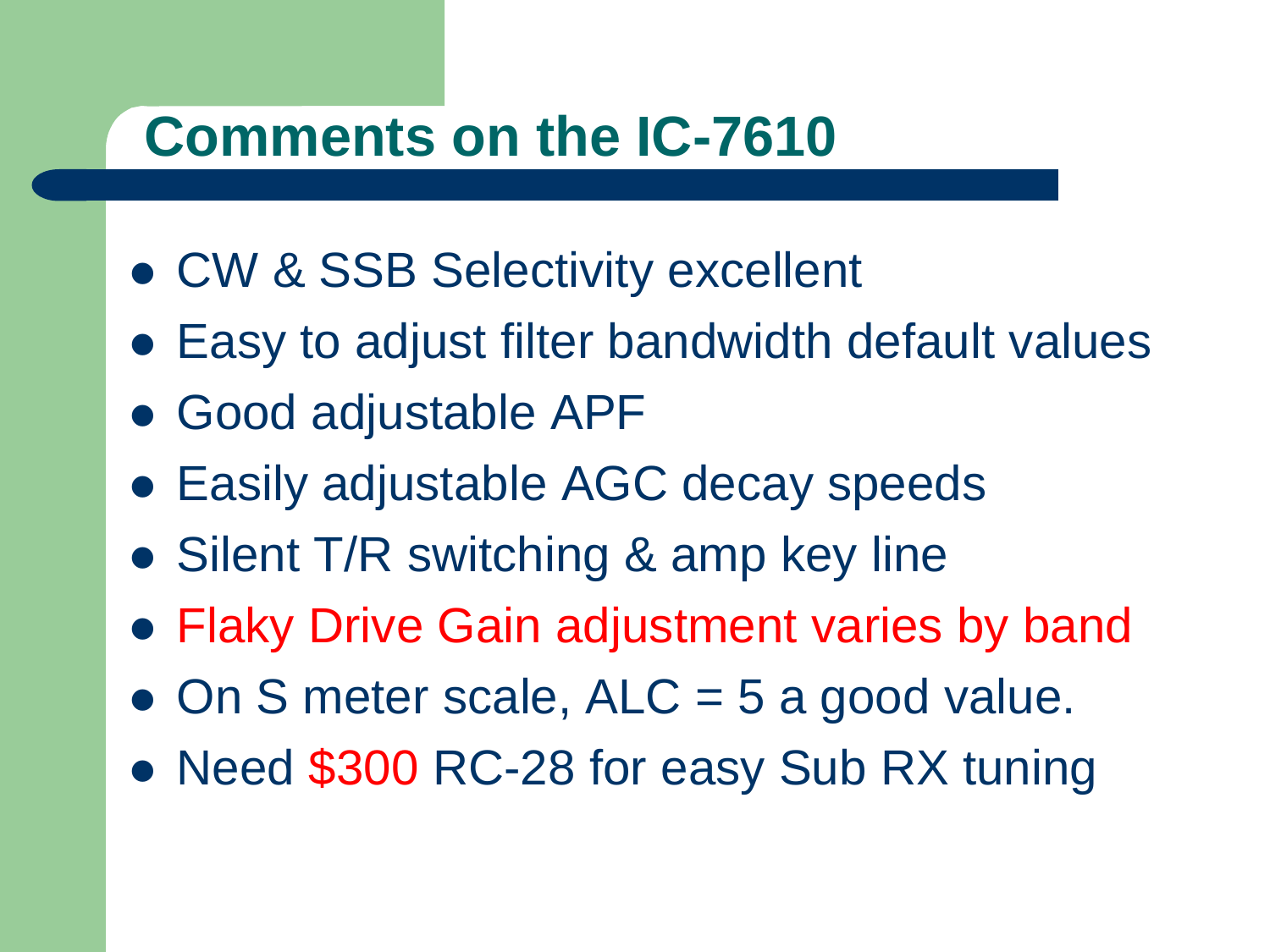# Comments on the IC-7610

- CW & SSB Selectivity excellent
- Easy to adjust filter bandwidth default values
- Good adjustable APF
- Easily adjustable AGC decay speeds
- Silent T/R switching & amp key line
- Flaky Drive Gain adjustment varies by band
- On S meter scale, ALC = 5 a good value.
- Need $300 RC-28 for easy Sub RX tuning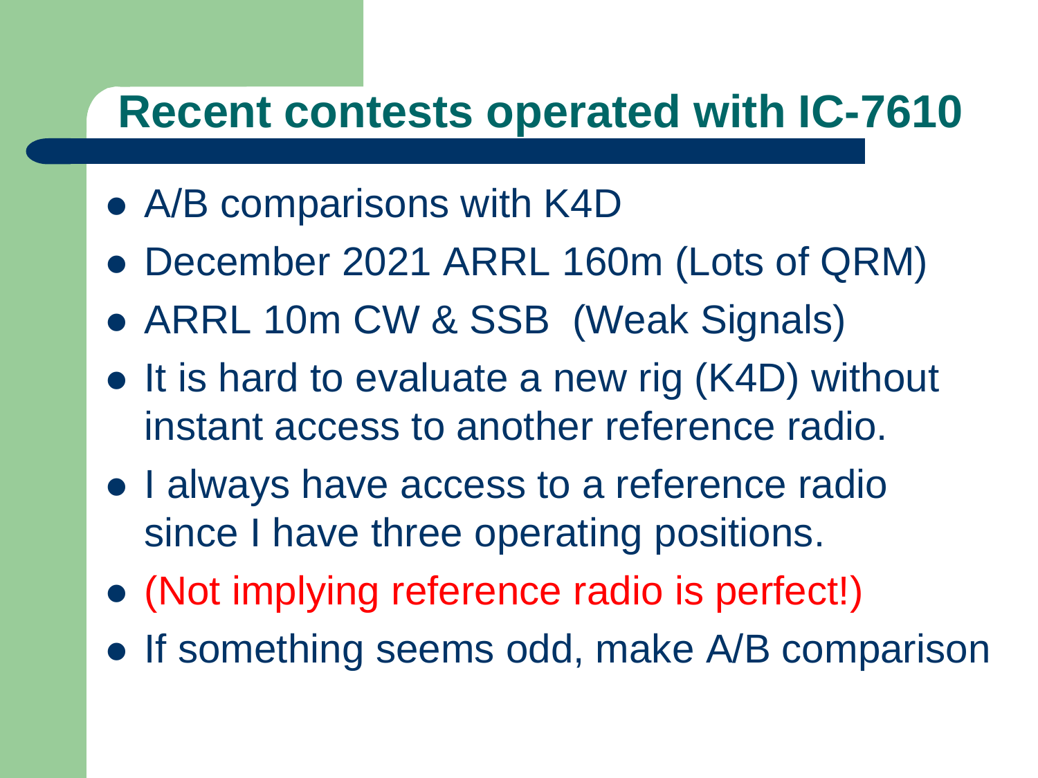# Recent contests operated with IC-7610

- A/B comparisons with K4D
- December 2021 ARRL 160m (Lots of QRM)
- ARRL 10m CW & SSB (Weak Signals)
- It is hard to evaluate a new rig (K4D) without instant access to another reference radio.
- I always have access to a reference radio since I have three operating positions.
- (Not implying reference radio is perfect!)
- If something seems odd, make A/B comparison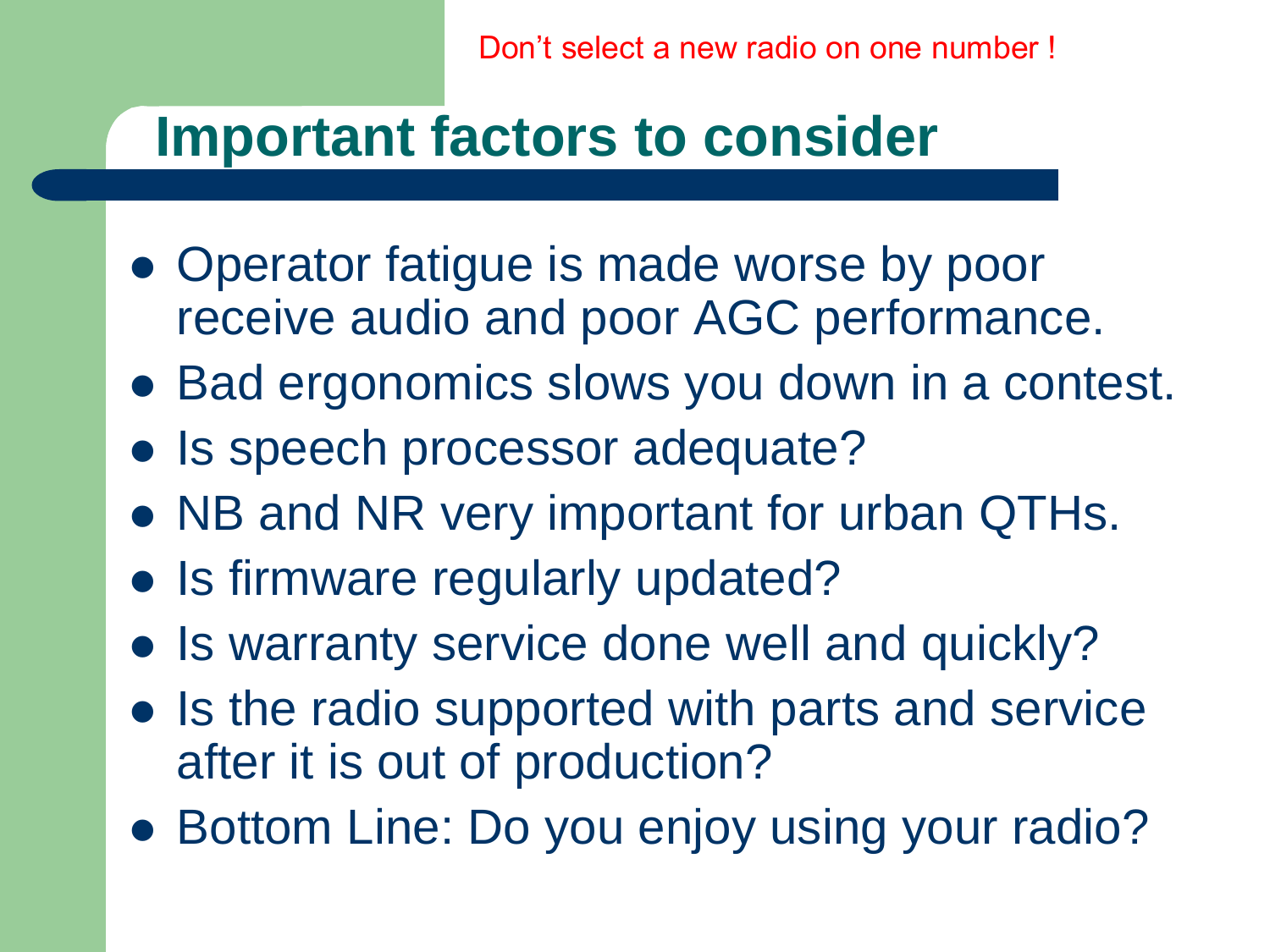Don’t select a new radio on one number !

# Important factors to consider

- Operator fatigue is made worse by poor receive audio and poor AGC performance.
- Bad ergonomics slows you down in a contest.
- Is speech processor adequate?
- NB and NR very important for urban QTHs.
- Is firmware regularly updated?
- Is warranty service done well and quickly?
- Is the radio supported with parts and service after it is out of production?
- Bottom Line: Do you enjoy using your radio?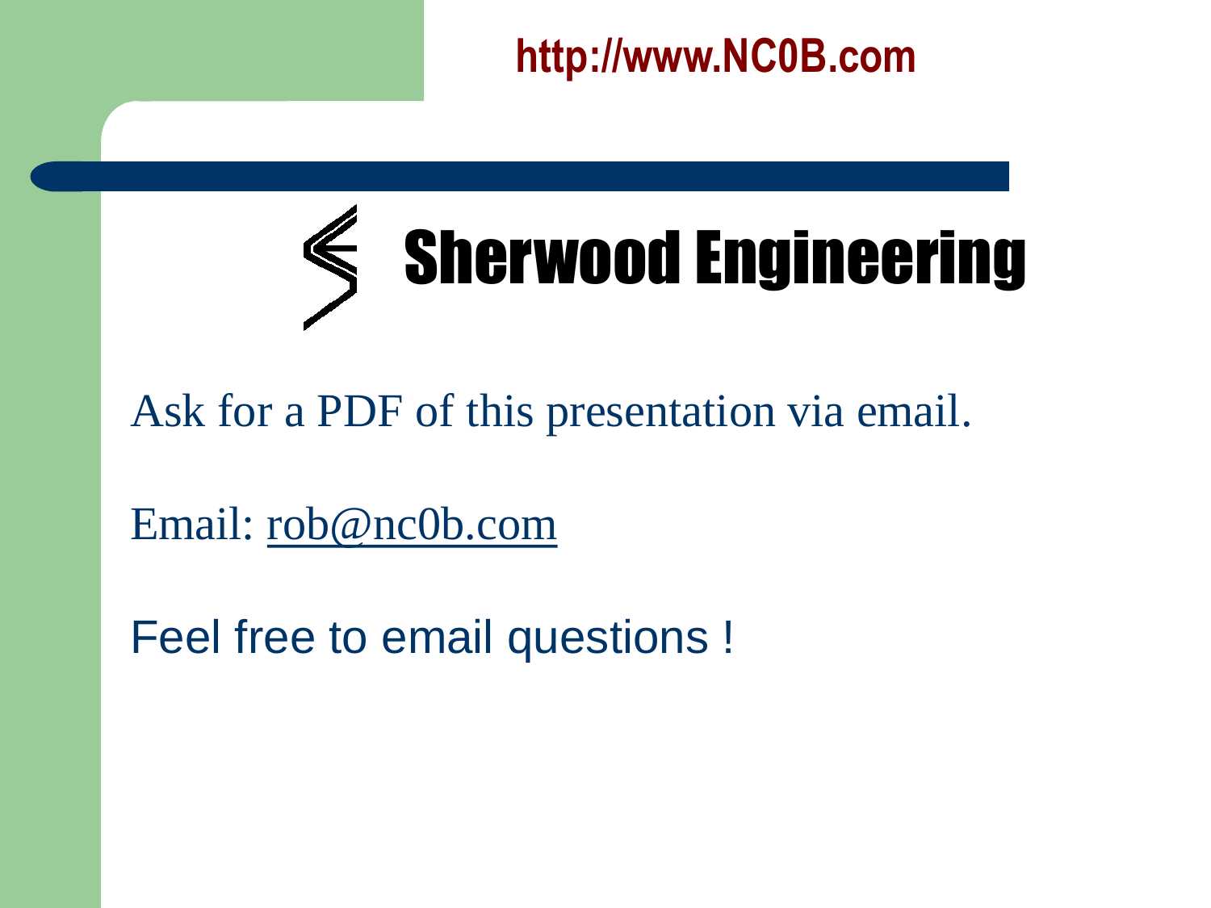http://www.NC0B.com

# Sherwood Engineering

Ask for a PDF of this presentation via email.

Email: rob@nc0b.com

Feel free to email questions !